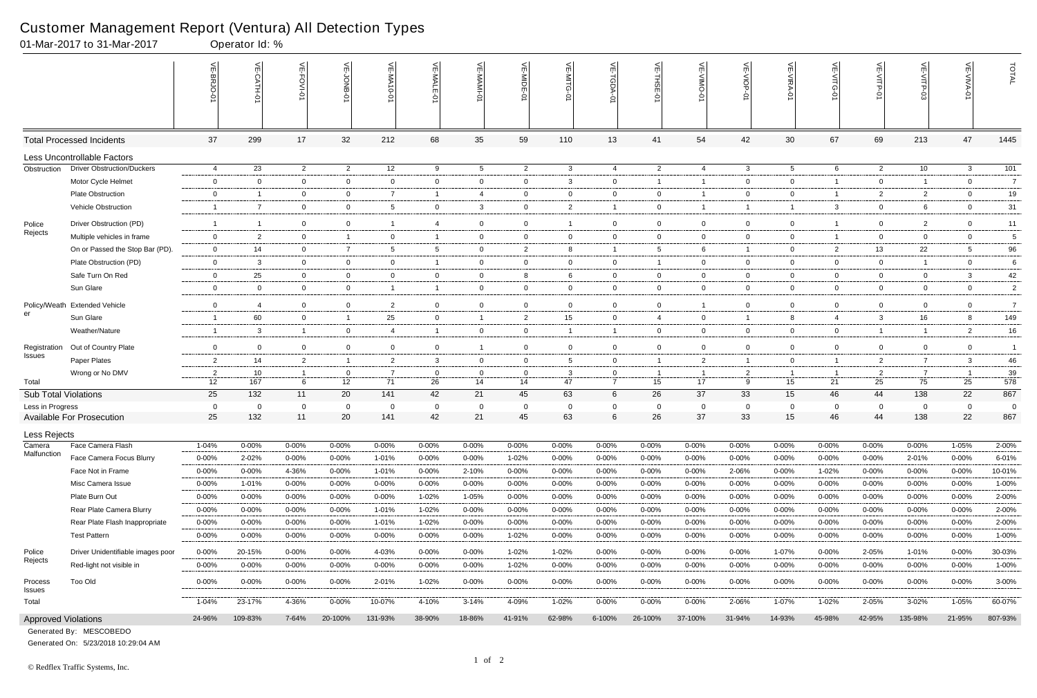# Customer Management Report (Ventura) All Detection Types

01-Mar-2017 to 31-Mar-2017 Operator Id: %

| | | VE-BRJO-01 | VE-CATH-01 | VE-FOVI-01 | VE-JONB-01 | VE-MA10-01 | VE-MALE-01 | VE-MAMI-01 | VE-MIDE-01 | VE-MITG-01 | VE-TGDA-01 | VE-THSE-01 | VE-VIMO-01 | VE-VIOP-01 | VE-VIRA-01 | VE-VITG-01 | VE-VITP-01 | VE-VITP-03 | VE-VIVA-01 | TOTAL |
|---|---|---|---|---|---|---|---|---|---|---|---|---|---|---|---|---|---|---|---|---|
| **Total Processed Incidents** | | 37 | 299 | 17 | 32 | 212 | 68 | 35 | 59 | 110 | 13 | 41 | 54 | 42 | 30 | 67 | 69 | 213 | 47 | 1445 |
| **Less Uncontrollable Factors** | | | | | | | | | | | | | | | | | | | | |
| Obstruction | Driver Obstruction/Duckers | 4 | 23 | 2 | 2 | 12 | 9 | 5 | 2 | 3 | 4 | 2 | 4 | 3 | 5 | 6 | 2 | 10 | 3 | 101 |
| | Motor Cycle Helmet | 0 | 0 | 0 | 0 | 0 | 0 | 0 | 0 | 3 | 0 | 1 | 1 | 0 | 0 | 1 | 0 | 1 | 0 | 7 |
| | Plate Obstruction | 0 | 1 | 0 | 0 | 7 | 1 | 4 | 0 | 0 | 0 | 0 | 1 | 0 | 0 | 1 | 2 | 2 | 0 | 19 |
| | Vehicle Obstruction | 1 | 7 | 0 | 0 | 5 | 0 | 3 | 0 | 2 | 1 | 0 | 1 | 1 | 1 | 3 | 0 | 6 | 0 | 31 |
| Police Rejects | Driver Obstruction (PD) | 1 | 1 | 0 | 0 | 1 | 4 | 0 | 0 | 1 | 0 | 0 | 0 | 0 | 0 | 1 | 0 | 2 | 0 | 11 |
| | Multiple vehicles in frame | 0 | 2 | 0 | 1 | 0 | 1 | 0 | 0 | 0 | 0 | 0 | 0 | 0 | 0 | 1 | 0 | 0 | 0 | 5 |
| | On or Passed the Stop Bar (PD). | 0 | 14 | 0 | 7 | 5 | 5 | 0 | 2 | 8 | 1 | 5 | 6 | 1 | 0 | 2 | 13 | 22 | 5 | 96 |
| | Plate Obstruction (PD) | 0 | 3 | 0 | 0 | 0 | 1 | 0 | 0 | 0 | 0 | 1 | 0 | 0 | 0 | 0 | 0 | 1 | 0 | 6 |
| | Safe Turn On Red | 0 | 25 | 0 | 0 | 0 | 0 | 0 | 8 | 6 | 0 | 0 | 0 | 0 | 0 | 0 | 0 | 0 | 3 | 42 |
| | Sun Glare | 0 | 0 | 0 | 0 | 1 | 1 | 0 | 0 | 0 | 0 | 0 | 0 | 0 | 0 | 0 | 0 | 0 | 0 | 2 |
| Policy/Weather | Extended Vehicle | 0 | 4 | 0 | 0 | 2 | 0 | 0 | 0 | 0 | 0 | 0 | 1 | 0 | 0 | 0 | 0 | 0 | 0 | 7 |
| | Sun Glare | 1 | 60 | 0 | 1 | 25 | 0 | 1 | 2 | 15 | 0 | 4 | 0 | 1 | 8 | 4 | 3 | 16 | 8 | 149 |
| | Weather/Nature | 1 | 3 | 1 | 0 | 4 | 1 | 0 | 0 | 1 | 1 | 0 | 0 | 0 | 0 | 0 | 1 | 1 | 2 | 16 |
| Registration Issues | Out of Country Plate | 0 | 0 | 0 | 0 | 0 | 0 | 1 | 0 | 0 | 0 | 0 | 0 | 0 | 0 | 0 | 0 | 0 | 0 | 1 |
| | Paper Plates | 2 | 14 | 2 | 1 | 2 | 3 | 0 | 0 | 5 | 0 | 1 | 2 | 1 | 0 | 1 | 2 | 7 | 3 | 46 |
| | Wrong or No DMV | 2 | 10 | 1 | 0 | 7 | 0 | 0 | 0 | 3 | 0 | 1 | 1 | 2 | 1 | 1 | 2 | 7 | 1 | 39 |
| Total | | 12 | 167 | 6 | 12 | 71 | 26 | 14 | 14 | 47 | 7 | 15 | 17 | 9 | 15 | 21 | 25 | 75 | 25 | 578 |
| **Sub Total Violations** | | 25 | 132 | 11 | 20 | 141 | 42 | 21 | 45 | 63 | 6 | 26 | 37 | 33 | 15 | 46 | 44 | 138 | 22 | 867 |
| Less in Progress | | 0 | 0 | 0 | 0 | 0 | 0 | 0 | 0 | 0 | 0 | 0 | 0 | 0 | 0 | 0 | 0 | 0 | 0 | 0 |
| **Available For Prosecution** | | 25 | 132 | 11 | 20 | 141 | 42 | 21 | 45 | 63 | 6 | 26 | 37 | 33 | 15 | 46 | 44 | 138 | 22 | 867 |
| **Less Rejects** | | | | | | | | | | | | | | | | | | | | |
| Camera Malfunction | Face Camera Flash | 1-04% | 0-00% | 0-00% | 0-00% | 0-00% | 0-00% | 0-00% | 0-00% | 0-00% | 0-00% | 0-00% | 0-00% | 0-00% | 0-00% | 0-00% | 0-00% | 0-00% | 1-05% | 2-00% |
| | Face Camera Focus Blurry | 0-00% | 2-02% | 0-00% | 0-00% | 1-01% | 0-00% | 0-00% | 1-02% | 0-00% | 0-00% | 0-00% | 0-00% | 0-00% | 0-00% | 0-00% | 0-00% | 2-01% | 0-00% | 6-01% |
| | Face Not in Frame | 0-00% | 0-00% | 4-36% | 0-00% | 1-01% | 0-00% | 2-10% | 0-00% | 0-00% | 0-00% | 0-00% | 0-00% | 2-06% | 0-00% | 1-02% | 0-00% | 0-00% | 0-00% | 10-01% |
| | Misc Camera Issue | 0-00% | 1-01% | 0-00% | 0-00% | 0-00% | 0-00% | 0-00% | 0-00% | 0-00% | 0-00% | 0-00% | 0-00% | 0-00% | 0-00% | 0-00% | 0-00% | 0-00% | 0-00% | 1-00% |
| | Plate Burn Out | 0-00% | 0-00% | 0-00% | 0-00% | 0-00% | 1-02% | 1-05% | 0-00% | 0-00% | 0-00% | 0-00% | 0-00% | 0-00% | 0-00% | 0-00% | 0-00% | 0-00% | 0-00% | 2-00% |
| | Rear Plate Camera Blurry | 0-00% | 0-00% | 0-00% | 0-00% | 1-01% | 1-02% | 0-00% | 0-00% | 0-00% | 0-00% | 0-00% | 0-00% | 0-00% | 0-00% | 0-00% | 0-00% | 0-00% | 0-00% | 2-00% |
| | Rear Plate Flash Inappropriate | 0-00% | 0-00% | 0-00% | 0-00% | 1-01% | 1-02% | 0-00% | 0-00% | 0-00% | 0-00% | 0-00% | 0-00% | 0-00% | 0-00% | 0-00% | 0-00% | 0-00% | 0-00% | 2-00% |
| | Test Pattern | 0-00% | 0-00% | 0-00% | 0-00% | 0-00% | 0-00% | 0-00% | 1-02% | 0-00% | 0-00% | 0-00% | 0-00% | 0-00% | 0-00% | 0-00% | 0-00% | 0-00% | 0-00% | 1-00% |
| Police Rejects | Driver Unidentifiable images poor | 0-00% | 20-15% | 0-00% | 0-00% | 4-03% | 0-00% | 0-00% | 1-02% | 1-02% | 0-00% | 0-00% | 0-00% | 0-00% | 1-07% | 0-00% | 2-05% | 1-01% | 0-00% | 30-03% |
| | Red-light not visible in | 0-00% | 0-00% | 0-00% | 0-00% | 0-00% | 0-00% | 0-00% | 1-02% | 0-00% | 0-00% | 0-00% | 0-00% | 0-00% | 0-00% | 0-00% | 0-00% | 0-00% | 0-00% | 1-00% |
| Process Issues | Too Old | 0-00% | 0-00% | 0-00% | 0-00% | 2-01% | 1-02% | 0-00% | 0-00% | 0-00% | 0-00% | 0-00% | 0-00% | 0-00% | 0-00% | 0-00% | 0-00% | 0-00% | 0-00% | 3-00% |
| Total | | 1-04% | 23-17% | 4-36% | 0-00% | 10-07% | 4-10% | 3-14% | 4-09% | 1-02% | 0-00% | 0-00% | 0-00% | 2-06% | 1-07% | 1-02% | 2-05% | 3-02% | 1-05% | 60-07% |
| **Approved Violations** | | 24-96% | 109-83% | 7-64% | 20-100% | 131-93% | 38-90% | 18-86% | 41-91% | 62-98% | 6-100% | 26-100% | 37-100% | 31-94% | 14-93% | 45-98% | 42-95% | 135-98% | 21-95% | 807-93% |

Generated By: MESCOBEDO

Generated On: 5/23/2018 10:29:04 AM

© Redflex Traffic Systems, Inc.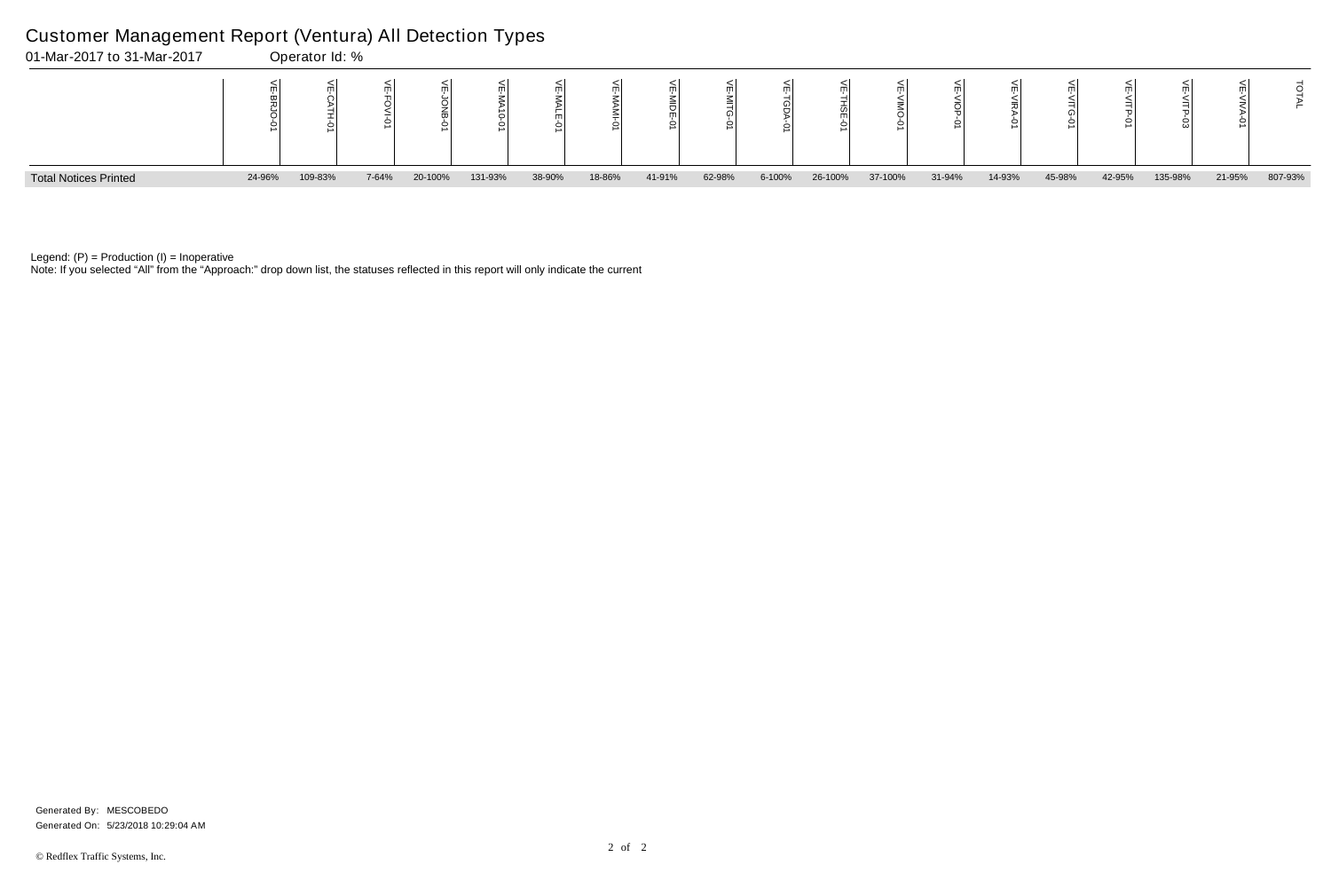# Customer Management Report (Ventura) All Detection Types

01-Mar-2017 to 31-Mar-2017 Operator Id: %

| | VE-BRJO-01 | VE-CATH-01 | VE-FOVI-01 | VE-JONB-01 | VE-MA10-01 | VE-MALE-01 | VE-MAMI-01 | VE-MIDE-01 | VE-MITG-01 | VE-TGDA-01 | VE-THSE-01 | VE-VIMO-01 | VE-VIOP-01 | VE-VIRA-01 | VE-VITG-01 | VE-VITP-01 | VE-VITP-03 | VE-VIVA-01 | TOTAL |
|---|---|---|---|---|---|---|---|---|---|---|---|---|---|---|---|---|---|---|---|
| Total Notices Printed | 24-96% | 109-83% | 7-64% | 20-100% | 131-93% | 38-90% | 18-86% | 41-91% | 62-98% | 6-100% | 26-100% | 37-100% | 31-94% | 14-93% | 45-98% | 42-95% | 135-98% | 21-95% | 807-93% |

Legend: (P) = Production (I) = Inoperative

Note: If you selected "All" from the "Approach:" drop down list, the statuses reflected in this report will only indicate the current

Generated By: MESCOBEDO

Generated On: 5/23/2018 10:29:04 AM

© Redflex Traffic Systems, Inc.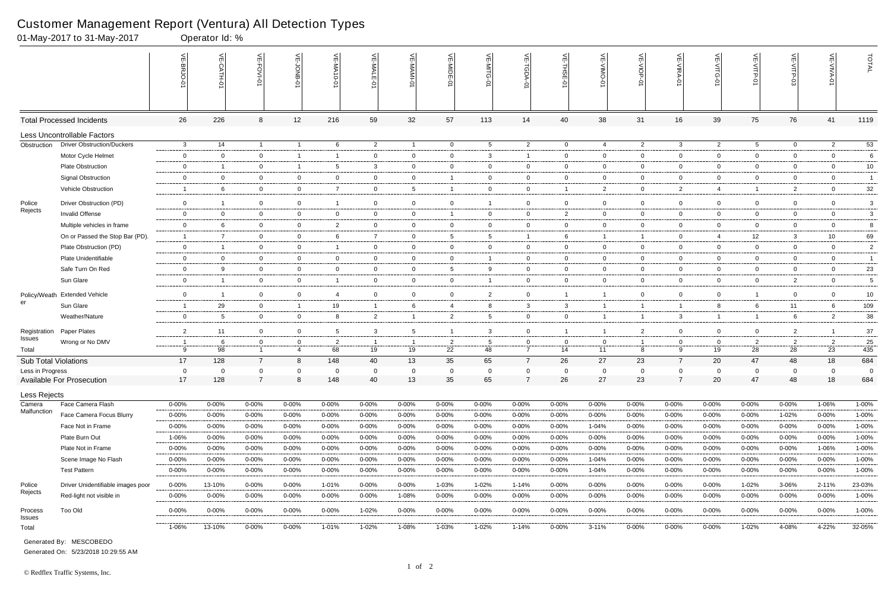# Customer Management Report (Ventura) All Detection Types

01-May-2017 to 31-May-2017 Operator Id: %

| | | VE-BRJO-01 | VE-CATH-01 | VE-FOVI-01 | VE-JONB-01 | VE-MA10-01 | VE-MALE-01 | VE-MAMI-01 | VE-MIDE-01 | VE-MITG-01 | VE-TGDA-01 | VE-THSE-01 | VE-VIMO-01 | VE-VIOP-01 | VE-VIRA-01 | VE-VITG-01 | VE-VITP-01 | VE-VITP-03 | VE-VIVA-01 | TOTAL |
|---|---|---|---|---|---|---|---|---|---|---|---|---|---|---|---|---|---|---|---|---|
| **Total Processed Incidents** | | 26 | 226 | 8 | 12 | 216 | 59 | 32 | 57 | 113 | 14 | 40 | 38 | 31 | 16 | 39 | 75 | 76 | 41 | 1119 |
| **Less Uncontrollable Factors** | | | | | | | | | | | | | | | | | | | | |
| Obstruction | Driver Obstruction/Duckers | 3 | 14 | 1 | 1 | 6 | 2 | 1 | 0 | 5 | 2 | 0 | 4 | 2 | 3 | 2 | 5 | 0 | 2 | 53 |
| | Motor Cycle Helmet | 0 | 0 | 0 | 1 | 1 | 0 | 0 | 0 | 3 | 1 | 0 | 0 | 0 | 0 | 0 | 0 | 0 | 0 | 6 |
| | Plate Obstruction | 0 | 1 | 0 | 1 | 5 | 3 | 0 | 0 | 0 | 0 | 0 | 0 | 0 | 0 | 0 | 0 | 0 | 0 | 10 |
| | Signal Obstruction | 0 | 0 | 0 | 0 | 0 | 0 | 0 | 1 | 0 | 0 | 0 | 0 | 0 | 0 | 0 | 0 | 0 | 0 | 1 |
| | Vehicle Obstruction | 1 | 6 | 0 | 0 | 7 | 0 | 5 | 1 | 0 | 0 | 1 | 2 | 0 | 2 | 4 | 1 | 2 | 0 | 32 |
| Police Rejects | Driver Obstruction (PD) | 0 | 1 | 0 | 0 | 1 | 0 | 0 | 0 | 1 | 0 | 0 | 0 | 0 | 0 | 0 | 0 | 0 | 0 | 3 |
| | Invalid Offense | 0 | 0 | 0 | 0 | 0 | 0 | 0 | 1 | 0 | 0 | 2 | 0 | 0 | 0 | 0 | 0 | 0 | 0 | 3 |
| | Multiple vehicles in frame | 0 | 6 | 0 | 0 | 2 | 0 | 0 | 0 | 0 | 0 | 0 | 0 | 0 | 0 | 0 | 0 | 0 | 0 | 8 |
| | On or Passed the Stop Bar (PD). | 1 | 7 | 0 | 0 | 6 | 7 | 0 | 5 | 5 | 1 | 6 | 1 | 1 | 0 | 4 | 12 | 3 | 10 | 69 |
| | Plate Obstruction (PD) | 0 | 1 | 0 | 0 | 1 | 0 | 0 | 0 | 0 | 0 | 0 | 0 | 0 | 0 | 0 | 0 | 0 | 0 | 2 |
| | Plate Unidentifiable | 0 | 0 | 0 | 0 | 0 | 0 | 0 | 0 | 1 | 0 | 0 | 0 | 0 | 0 | 0 | 0 | 0 | 0 | 1 |
| | Safe Turn On Red | 0 | 9 | 0 | 0 | 0 | 0 | 0 | 5 | 9 | 0 | 0 | 0 | 0 | 0 | 0 | 0 | 0 | 0 | 23 |
| | Sun Glare | 0 | 1 | 0 | 0 | 1 | 0 | 0 | 0 | 1 | 0 | 0 | 0 | 0 | 0 | 0 | 0 | 2 | 0 | 5 |
| Policy/Weather | Extended Vehicle | 0 | 1 | 0 | 0 | 4 | 0 | 0 | 0 | 2 | 0 | 1 | 1 | 0 | 0 | 0 | 1 | 0 | 0 | 10 |
| | Sun Glare | 1 | 29 | 0 | 1 | 19 | 1 | 6 | 4 | 8 | 3 | 3 | 1 | 1 | 1 | 8 | 6 | 11 | 6 | 109 |
| | Weather/Nature | 0 | 5 | 0 | 0 | 8 | 2 | 1 | 2 | 5 | 0 | 0 | 1 | 1 | 3 | 1 | 1 | 6 | 2 | 38 |
| Registration Issues | Paper Plates | 2 | 11 | 0 | 0 | 5 | 3 | 5 | 1 | 3 | 0 | 1 | 1 | 2 | 0 | 0 | 0 | 2 | 1 | 37 |
| | Wrong or No DMV | 1 | 6 | 0 | 0 | 2 | 1 | 1 | 2 | 5 | 0 | 0 | 0 | 1 | 0 | 0 | 2 | 2 | 2 | 25 |
| Total | | 9 | 98 | 1 | 4 | 68 | 19 | 19 | 22 | 48 | 7 | 14 | 11 | 8 | 9 | 19 | 28 | 28 | 23 | 435 |
| **Sub Total Violations** | | 17 | 128 | 7 | 8 | 148 | 40 | 13 | 35 | 65 | 7 | 26 | 27 | 23 | 7 | 20 | 47 | 48 | 18 | 684 |
| Less in Progress | | 0 | 0 | 0 | 0 | 0 | 0 | 0 | 0 | 0 | 0 | 0 | 0 | 0 | 0 | 0 | 0 | 0 | 0 | 0 |
| **Available For Prosecution** | | 17 | 128 | 7 | 8 | 148 | 40 | 13 | 35 | 65 | 7 | 26 | 27 | 23 | 7 | 20 | 47 | 48 | 18 | 684 |
| **Less Rejects** | | | | | | | | | | | | | | | | | | | | |
| Camera Malfunction | Face Camera Flash | 0-00% | 0-00% | 0-00% | 0-00% | 0-00% | 0-00% | 0-00% | 0-00% | 0-00% | 0-00% | 0-00% | 0-00% | 0-00% | 0-00% | 0-00% | 0-00% | 0-00% | 1-06% | 1-00% |
| | Face Camera Focus Blurry | 0-00% | 0-00% | 0-00% | 0-00% | 0-00% | 0-00% | 0-00% | 0-00% | 0-00% | 0-00% | 0-00% | 0-00% | 0-00% | 0-00% | 0-00% | 0-00% | 1-02% | 0-00% | 1-00% |
| | Face Not in Frame | 0-00% | 0-00% | 0-00% | 0-00% | 0-00% | 0-00% | 0-00% | 0-00% | 0-00% | 0-00% | 0-00% | 1-04% | 0-00% | 0-00% | 0-00% | 0-00% | 0-00% | 0-00% | 1-00% |
| | Plate Burn Out | 1-06% | 0-00% | 0-00% | 0-00% | 0-00% | 0-00% | 0-00% | 0-00% | 0-00% | 0-00% | 0-00% | 0-00% | 0-00% | 0-00% | 0-00% | 0-00% | 0-00% | 0-00% | 1-00% |
| | Plate Not in Frame | 0-00% | 0-00% | 0-00% | 0-00% | 0-00% | 0-00% | 0-00% | 0-00% | 0-00% | 0-00% | 0-00% | 0-00% | 0-00% | 0-00% | 0-00% | 0-00% | 0-00% | 1-06% | 1-00% |
| | Scene Image No Flash | 0-00% | 0-00% | 0-00% | 0-00% | 0-00% | 0-00% | 0-00% | 0-00% | 0-00% | 0-00% | 0-00% | 1-04% | 0-00% | 0-00% | 0-00% | 0-00% | 0-00% | 0-00% | 1-00% |
| | Test Pattern | 0-00% | 0-00% | 0-00% | 0-00% | 0-00% | 0-00% | 0-00% | 0-00% | 0-00% | 0-00% | 0-00% | 1-04% | 0-00% | 0-00% | 0-00% | 0-00% | 0-00% | 0-00% | 1-00% |
| Police Rejects | Driver Unidentifiable images poor | 0-00% | 13-10% | 0-00% | 0-00% | 1-01% | 0-00% | 0-00% | 1-03% | 1-02% | 1-14% | 0-00% | 0-00% | 0-00% | 0-00% | 0-00% | 1-02% | 3-06% | 2-11% | 23-03% |
| | Red-light not visible in | 0-00% | 0-00% | 0-00% | 0-00% | 0-00% | 0-00% | 1-08% | 0-00% | 0-00% | 0-00% | 0-00% | 0-00% | 0-00% | 0-00% | 0-00% | 0-00% | 0-00% | 0-00% | 1-00% |
| Process Issues | Too Old | 0-00% | 0-00% | 0-00% | 0-00% | 0-00% | 1-02% | 0-00% | 0-00% | 0-00% | 0-00% | 0-00% | 0-00% | 0-00% | 0-00% | 0-00% | 0-00% | 0-00% | 0-00% | 1-00% |
| Total | | 1-06% | 13-10% | 0-00% | 0-00% | 1-01% | 1-02% | 1-08% | 1-03% | 1-02% | 1-14% | 0-00% | 3-11% | 0-00% | 0-00% | 0-00% | 1-02% | 4-08% | 4-22% | 32-05% |

Generated By: MESCOBEDO

Generated On: 5/23/2018 10:29:55 AM

© Redflex Traffic Systems, Inc.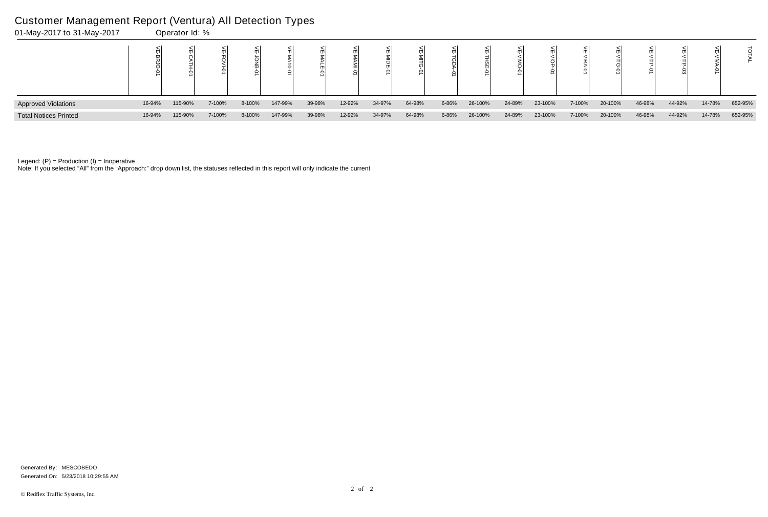# Customer Management Report (Ventura) All Detection Types

01-May-2017 to 31-May-2017    Operator Id: %

| | VE-BRJO-01 | VE-CATH-01 | VE-FOVI-01 | VE-JONB-01 | VE-MA10-01 | VE-MALE-01 | VE-MAMI-01 | VE-MIDE-01 | VE-MITG-01 | VE-TGDA-01 | VE-THSE-01 | VE-VIMO-01 | VE-VIOP-01 | VE-VIRA-01 | VE-VITG-01 | VE-VITP-01 | VE-VITP-03 | VE-VIVA-01 | TOTAL |
|---|---|---|---|---|---|---|---|---|---|---|---|---|---|---|---|---|---|---|---|
| Approved Violations | 16-94% | 115-90% | 7-100% | 8-100% | 147-99% | 39-98% | 12-92% | 34-97% | 64-98% | 6-86% | 26-100% | 24-89% | 23-100% | 7-100% | 20-100% | 46-98% | 44-92% | 14-78% | 652-95% |
| Total Notices Printed | 16-94% | 115-90% | 7-100% | 8-100% | 147-99% | 39-98% | 12-92% | 34-97% | 64-98% | 6-86% | 26-100% | 24-89% | 23-100% | 7-100% | 20-100% | 46-98% | 44-92% | 14-78% | 652-95% |

Legend: (P) = Production (I) = Inoperative

Note: If you selected “All” from the “Approach:” drop down list, the statuses reflected in this report will only indicate the current

Generated By: MESCOBEDO

Generated On: 5/23/2018 10:29:55 AM

© Redflex Traffic Systems, Inc.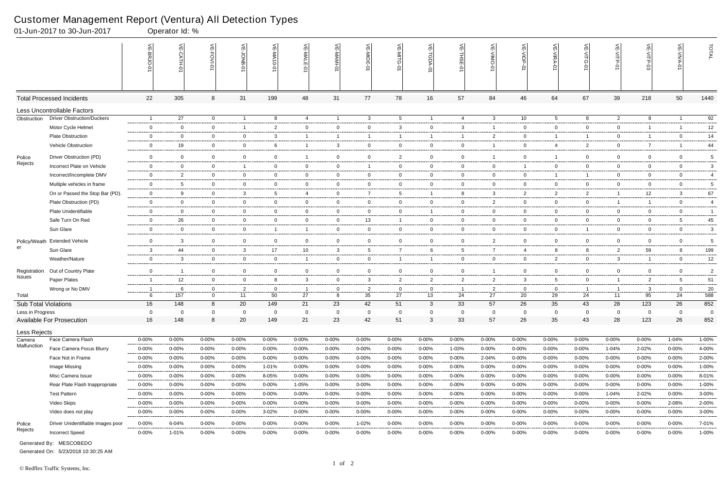# Customer Management Report (Ventura) All Detection Types

01-Jun-2017 to 30-Jun-2017 Operator Id: %

| | | VE-BRJO-01 | VE-CATH-01 | VE-FOVI-01 | VE-JONB-01 | VE-MA10-01 | VE-MALE-01 | VE-MAMI-01 | VE-MIDE-01 | VE-MITG-01 | VE-TGDA-01 | VE-THSE-01 | VE-VIMO-01 | VE-VIOP-01 | VE-VIRA-01 | VE-VITG-01 | VE-VITP-01 | VE-VITP-03 | VE-VIVA-01 | TOTAL |
|---|---|---|---|---|---|---|---|---|---|---|---|---|---|---|---|---|---|---|---|---|
| Total Processed Incidents | | 22 | 305 | 8 | 31 | 199 | 48 | 31 | 77 | 78 | 16 | 57 | 84 | 46 | 64 | 67 | 39 | 218 | 50 | 1440 |
| Less Uncontrollable Factors | | | | | | | | | | | | | | | | | | | | |
| Obstruction | Driver Obstruction/Duckers | 1 | 27 | 0 | 1 | 8 | 4 | 1 | 3 | 5 | 1 | 4 | 3 | 10 | 5 | 8 | 2 | 8 | 1 | 92 |
| | Motor Cycle Helmet | 0 | 0 | 0 | 1 | 2 | 0 | 0 | 0 | 3 | 0 | 3 | 1 | 0 | 0 | 0 | 0 | 1 | 1 | 12 |
| | Plate Obstruction | 0 | 0 | 0 | 0 | 3 | 1 | 1 | 1 | 1 | 1 | 1 | 2 | 0 | 1 | 1 | 0 | 1 | 0 | 14 |
| | Vehicle Obstruction | 0 | 19 | 0 | 0 | 6 | 1 | 3 | 0 | 0 | 0 | 0 | 1 | 0 | 4 | 2 | 0 | 7 | 1 | 44 |
| Police Rejects | Driver Obstruction (PD) | 0 | 0 | 0 | 0 | 0 | 1 | 0 | 0 | 2 | 0 | 0 | 1 | 0 | 1 | 0 | 0 | 0 | 0 | 5 |
| | Incorrect Plate on Vehicle | 0 | 0 | 0 | 1 | 0 | 0 | 0 | 1 | 0 | 0 | 0 | 0 | 1 | 0 | 0 | 0 | 0 | 0 | 3 |
| | Incorrect/Incomplete DMV | 0 | 2 | 0 | 0 | 0 | 0 | 0 | 0 | 0 | 0 | 0 | 0 | 0 | 1 | 1 | 0 | 0 | 0 | 4 |
| | Multiple vehicles in frame | 0 | 5 | 0 | 0 | 0 | 0 | 0 | 0 | 0 | 0 | 0 | 0 | 0 | 0 | 0 | 0 | 0 | 0 | 5 |
| | On or Passed the Stop Bar (PD). | 0 | 9 | 0 | 3 | 5 | 4 | 0 | 7 | 5 | 1 | 8 | 3 | 2 | 2 | 2 | 1 | 12 | 3 | 67 |
| | Plate Obstruction (PD) | 0 | 0 | 0 | 0 | 0 | 0 | 0 | 0 | 0 | 0 | 0 | 2 | 0 | 0 | 0 | 1 | 1 | 0 | 4 |
| | Plate Unidentifiable | 0 | 0 | 0 | 0 | 0 | 0 | 0 | 0 | 0 | 1 | 0 | 0 | 0 | 0 | 0 | 0 | 0 | 0 | 1 |
| | Safe Turn On Red | 0 | 26 | 0 | 0 | 0 | 0 | 0 | 13 | 1 | 0 | 0 | 0 | 0 | 0 | 0 | 0 | 0 | 5 | 45 |
| | Sun Glare | 0 | 0 | 0 | 0 | 1 | 1 | 0 | 0 | 0 | 0 | 0 | 0 | 0 | 0 | 1 | 0 | 0 | 0 | 3 |
| Policy/Weather | Extended Vehicle | 0 | 3 | 0 | 0 | 0 | 0 | 0 | 0 | 0 | 0 | 0 | 2 | 0 | 0 | 0 | 0 | 0 | 0 | 5 |
| | Sun Glare | 3 | 44 | 0 | 3 | 17 | 10 | 3 | 5 | 7 | 6 | 5 | 7 | 4 | 8 | 8 | 2 | 59 | 8 | 199 |
| | Weather/Nature | 0 | 3 | 0 | 0 | 0 | 1 | 0 | 0 | 1 | 1 | 0 | 0 | 0 | 2 | 0 | 3 | 1 | 0 | 12 |
| Registration Issues | Out of Country Plate | 0 | 1 | 0 | 0 | 0 | 0 | 0 | 0 | 0 | 0 | 0 | 1 | 0 | 0 | 0 | 0 | 0 | 0 | 2 |
| | Paper Plates | 1 | 12 | 0 | 0 | 8 | 3 | 0 | 3 | 2 | 2 | 2 | 2 | 3 | 5 | 0 | 1 | 2 | 5 | 51 |
| | Wrong or No DMV | 1 | 6 | 0 | 2 | 0 | 1 | 0 | 2 | 0 | 0 | 1 | 2 | 0 | 0 | 1 | 1 | 3 | 0 | 20 |
| Total | | 6 | 157 | 0 | 11 | 50 | 27 | 8 | 35 | 27 | 13 | 24 | 27 | 20 | 29 | 24 | 11 | 95 | 24 | 588 |
| Sub Total Violations | | 16 | 148 | 8 | 20 | 149 | 21 | 23 | 42 | 51 | 3 | 33 | 57 | 26 | 35 | 43 | 28 | 123 | 26 | 852 |
| Less in Progress | | 0 | 0 | 0 | 0 | 0 | 0 | 0 | 0 | 0 | 0 | 0 | 0 | 0 | 0 | 0 | 0 | 0 | 0 | 0 |
| Available For Prosecution | | 16 | 148 | 8 | 20 | 149 | 21 | 23 | 42 | 51 | 3 | 33 | 57 | 26 | 35 | 43 | 28 | 123 | 26 | 852 |
| Less Rejects | | | | | | | | | | | | | | | | | | | | |
| Camera Malfunction | Face Camera Flash | 0-00% | 0-00% | 0-00% | 0-00% | 0-00% | 0-00% | 0-00% | 0-00% | 0-00% | 0-00% | 0-00% | 0-00% | 0-00% | 0-00% | 0-00% | 0-00% | 0-00% | 1-04% | 1-00% |
| | Face Camera Focus Blurry | 0-00% | 0-00% | 0-00% | 0-00% | 0-00% | 0-00% | 0-00% | 0-00% | 0-00% | 0-00% | 1-03% | 0-00% | 0-00% | 0-00% | 0-00% | 1-04% | 2-02% | 0-00% | 4-00% |
| | Face Not in Frame | 0-00% | 0-00% | 0-00% | 0-00% | 0-00% | 0-00% | 0-00% | 0-00% | 0-00% | 0-00% | 0-00% | 2-04% | 0-00% | 0-00% | 0-00% | 0-00% | 0-00% | 0-00% | 2-00% |
| | Image Missing | 0-00% | 0-00% | 0-00% | 0-00% | 1-01% | 0-00% | 0-00% | 0-00% | 0-00% | 0-00% | 0-00% | 0-00% | 0-00% | 0-00% | 0-00% | 0-00% | 0-00% | 0-00% | 1-00% |
| | Misc Camera Issue | 0-00% | 0-00% | 0-00% | 0-00% | 8-05% | 0-00% | 0-00% | 0-00% | 0-00% | 0-00% | 0-00% | 0-00% | 0-00% | 0-00% | 0-00% | 0-00% | 0-00% | 0-00% | 8-01% |
| | Rear Plate Flash Inappropriate | 0-00% | 0-00% | 0-00% | 0-00% | 0-00% | 1-05% | 0-00% | 0-00% | 0-00% | 0-00% | 0-00% | 0-00% | 0-00% | 0-00% | 0-00% | 0-00% | 0-00% | 0-00% | 1-00% |
| | Test Pattern | 0-00% | 0-00% | 0-00% | 0-00% | 0-00% | 0-00% | 0-00% | 0-00% | 0-00% | 0-00% | 0-00% | 0-00% | 0-00% | 0-00% | 0-00% | 1-04% | 2-02% | 0-00% | 3-00% |
| | Video Skips | 0-00% | 0-00% | 0-00% | 0-00% | 0-00% | 0-00% | 0-00% | 0-00% | 0-00% | 0-00% | 0-00% | 0-00% | 0-00% | 0-00% | 0-00% | 0-00% | 0-00% | 2-08% | 2-00% |
| | Video does not play | 0-00% | 0-00% | 0-00% | 0-00% | 3-02% | 0-00% | 0-00% | 0-00% | 0-00% | 0-00% | 0-00% | 0-00% | 0-00% | 0-00% | 0-00% | 0-00% | 0-00% | 0-00% | 3-00% |
| Police Rejects | Driver Unidentifiable images poor | 0-00% | 6-04% | 0-00% | 0-00% | 0-00% | 0-00% | 0-00% | 1-02% | 0-00% | 0-00% | 0-00% | 0-00% | 0-00% | 0-00% | 0-00% | 0-00% | 0-00% | 0-00% | 7-01% |
| | Incorrect Speed | 0-00% | 1-01% | 0-00% | 0-00% | 0-00% | 0-00% | 0-00% | 0-00% | 0-00% | 0-00% | 0-00% | 0-00% | 0-00% | 0-00% | 0-00% | 0-00% | 0-00% | 0-00% | 1-00% |

Generated By: MESCOBEDO

Generated On: 5/23/2018 10:30:25 AM

© Redflex Traffic Systems, Inc.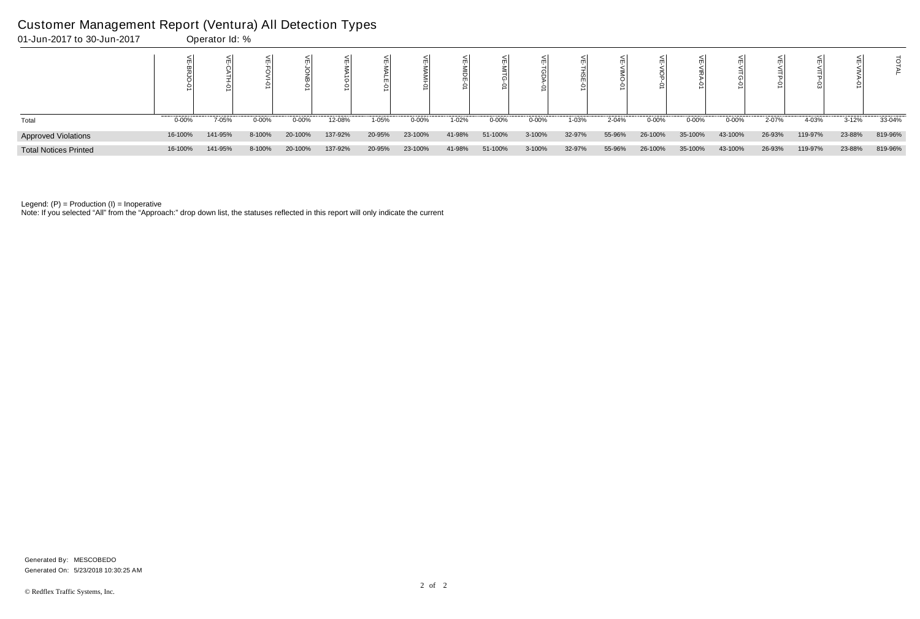# Customer Management Report (Ventura) All Detection Types

01-Jun-2017 to 30-Jun-2017 Operator Id: %

| | VE-BRJO-01 | VE-CATH-01 | VE-FOVI-01 | VE-JONB-01 | VE-MA10-01 | VE-MALE-01 | VE-MAMI-01 | VE-MIDE-01 | VE-MITG-01 | VE-TGDA-01 | VE-THSE-01 | VE-VIMO-01 | VE-VIOP-01 | VE-VIRA-01 | VE-VITG-01 | VE-VITP-01 | VE-VITP-03 | VE-VIVA-01 | TOTAL |
|---|---|---|---|---|---|---|---|---|---|---|---|---|---|---|---|---|---|---|---|
| Total | 0-00% | 7-05% | 0-00% | 0-00% | 12-08% | 1-05% | 0-00% | 1-02% | 0-00% | 0-00% | 1-03% | 2-04% | 0-00% | 0-00% | 0-00% | 2-07% | 4-03% | 3-12% | 33-04% |
| Approved Violations | 16-100% | 141-95% | 8-100% | 20-100% | 137-92% | 20-95% | 23-100% | 41-98% | 51-100% | 3-100% | 32-97% | 55-96% | 26-100% | 35-100% | 43-100% | 26-93% | 119-97% | 23-88% | 819-96% |
| Total Notices Printed | 16-100% | 141-95% | 8-100% | 20-100% | 137-92% | 20-95% | 23-100% | 41-98% | 51-100% | 3-100% | 32-97% | 55-96% | 26-100% | 35-100% | 43-100% | 26-93% | 119-97% | 23-88% | 819-96% |

Legend: (P) = Production (I) = Inoperative

Note: If you selected "All" from the "Approach:" drop down list, the statuses reflected in this report will only indicate the current

Generated By: MESCOBEDO

Generated On: 5/23/2018 10:30:25 AM

© Redflex Traffic Systems, Inc.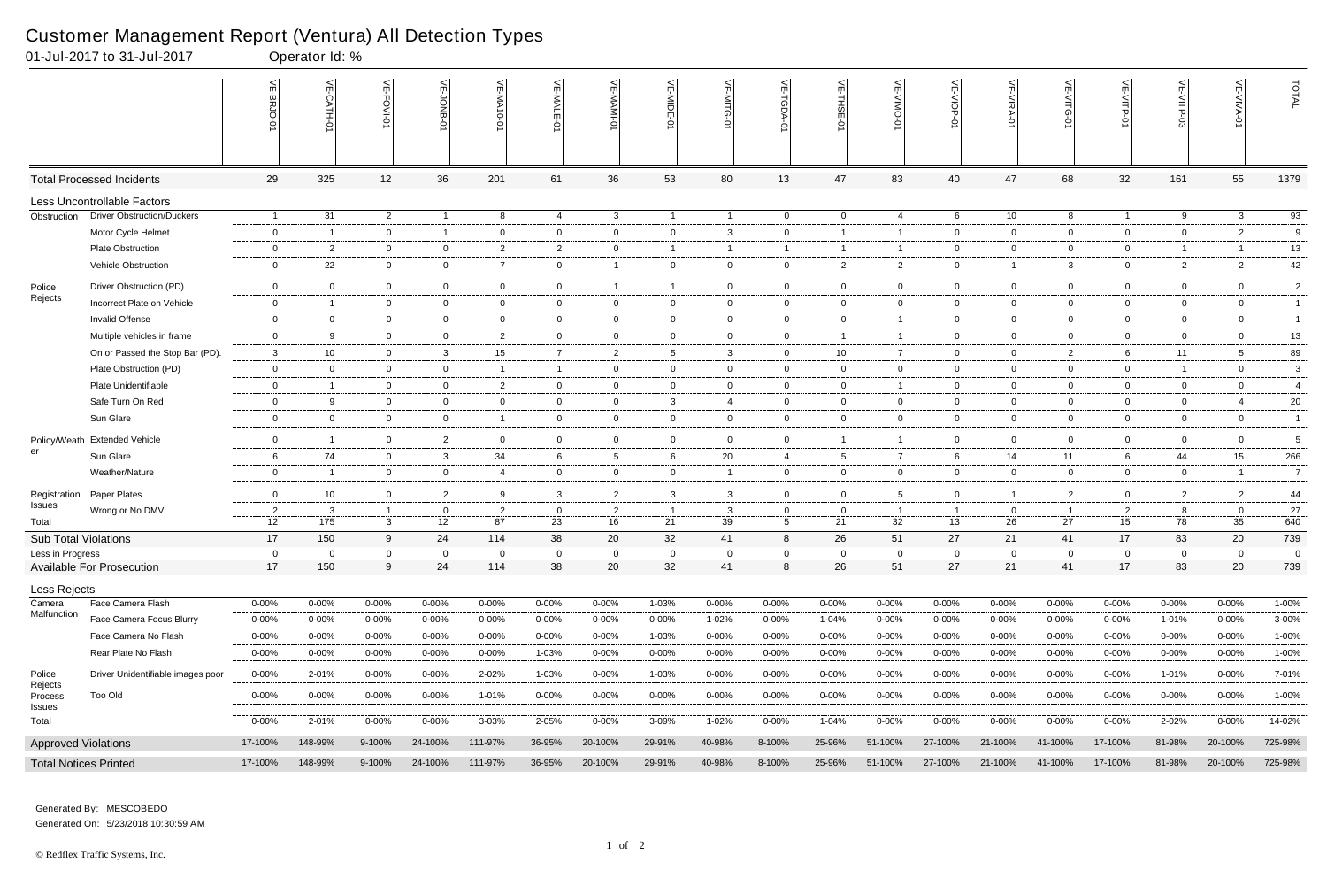# Customer Management Report (Ventura) All Detection Types

01-Jul-2017 to 31-Jul-2017 Operator Id: %

| | | VE-BRJO-01 | VE-CATH-01 | VE-FOVI-01 | VE-JONB-01 | VE-MA10-01 | VE-MALE-01 | VE-MAMI-01 | VE-MIDE-01 | VE-MITG-01 | VE-TGDA-01 | VE-THSE-01 | VE-VIMO-01 | VE-VIOP-01 | VE-VIRA-01 | VE-VITG-01 | VE-VITP-01 | VE-VITP-03 | VE-VIVA-01 | TOTAL |
|---|---|---|---|---|---|---|---|---|---|---|---|---|---|---|---|---|---|---|---|---|
| Total Processed Incidents | | 29 | 325 | 12 | 36 | 201 | 61 | 36 | 53 | 80 | 13 | 47 | 83 | 40 | 47 | 68 | 32 | 161 | 55 | 1379 |
| Less Uncontrollable Factors | | | | | | | | | | | | | | | | | | | | |
| Obstruction | Driver Obstruction/Duckers | 1 | 31 | 2 | 1 | 8 | 4 | 3 | 1 | 1 | 0 | 0 | 4 | 6 | 10 | 8 | 1 | 9 | 3 | 93 |
| | Motor Cycle Helmet | 0 | 1 | 0 | 1 | 0 | 0 | 0 | 0 | 3 | 0 | 1 | 1 | 0 | 0 | 0 | 0 | 0 | 2 | 9 |
| | Plate Obstruction | 0 | 2 | 0 | 0 | 2 | 2 | 0 | 1 | 1 | 1 | 1 | 1 | 0 | 0 | 0 | 0 | 1 | 1 | 13 |
| | Vehicle Obstruction | 0 | 22 | 0 | 0 | 7 | 0 | 1 | 0 | 0 | 0 | 2 | 2 | 0 | 1 | 3 | 0 | 2 | 2 | 42 |
| Police Rejects | Driver Obstruction (PD) | 0 | 0 | 0 | 0 | 0 | 0 | 1 | 1 | 0 | 0 | 0 | 0 | 0 | 0 | 0 | 0 | 0 | 0 | 2 |
| | Incorrect Plate on Vehicle | 0 | 1 | 0 | 0 | 0 | 0 | 0 | 0 | 0 | 0 | 0 | 0 | 0 | 0 | 0 | 0 | 0 | 0 | 1 |
| | Invalid Offense | 0 | 0 | 0 | 0 | 0 | 0 | 0 | 0 | 0 | 0 | 0 | 1 | 0 | 0 | 0 | 0 | 0 | 0 | 1 |
| | Multiple vehicles in frame | 0 | 9 | 0 | 0 | 2 | 0 | 0 | 0 | 0 | 0 | 1 | 1 | 0 | 0 | 0 | 0 | 0 | 0 | 13 |
| | On or Passed the Stop Bar (PD). | 3 | 10 | 0 | 3 | 15 | 7 | 2 | 5 | 3 | 0 | 10 | 7 | 0 | 0 | 2 | 6 | 11 | 5 | 89 |
| | Plate Obstruction (PD) | 0 | 0 | 0 | 0 | 1 | 1 | 0 | 0 | 0 | 0 | 0 | 0 | 0 | 0 | 0 | 0 | 1 | 0 | 3 |
| | Plate Unidentifiable | 0 | 1 | 0 | 0 | 2 | 0 | 0 | 0 | 0 | 0 | 0 | 1 | 0 | 0 | 0 | 0 | 0 | 0 | 4 |
| | Safe Turn On Red | 0 | 9 | 0 | 0 | 0 | 0 | 0 | 3 | 4 | 0 | 0 | 0 | 0 | 0 | 0 | 0 | 0 | 4 | 20 |
| | Sun Glare | 0 | 0 | 0 | 0 | 1 | 0 | 0 | 0 | 0 | 0 | 0 | 0 | 0 | 0 | 0 | 0 | 0 | 0 | 1 |
| Policy/Weather | Extended Vehicle | 0 | 1 | 0 | 2 | 0 | 0 | 0 | 0 | 0 | 0 | 1 | 1 | 0 | 0 | 0 | 0 | 0 | 0 | 5 |
| | Sun Glare | 6 | 74 | 0 | 3 | 34 | 6 | 5 | 6 | 20 | 4 | 5 | 7 | 6 | 14 | 11 | 6 | 44 | 15 | 266 |
| | Weather/Nature | 0 | 1 | 0 | 0 | 4 | 0 | 0 | 0 | 1 | 0 | 0 | 0 | 0 | 0 | 0 | 0 | 0 | 1 | 7 |
| Registration Issues | Paper Plates | 0 | 10 | 0 | 2 | 9 | 3 | 2 | 3 | 3 | 0 | 0 | 5 | 0 | 1 | 2 | 0 | 2 | 2 | 44 |
| | Wrong or No DMV | 2 | 3 | 1 | 0 | 2 | 0 | 2 | 1 | 3 | 0 | 0 | 1 | 1 | 0 | 1 | 2 | 8 | 0 | 27 |
| Total | | 12 | 175 | 3 | 12 | 87 | 23 | 16 | 21 | 39 | 5 | 21 | 32 | 13 | 26 | 27 | 15 | 78 | 35 | 640 |
| Sub Total Violations | | 17 | 150 | 9 | 24 | 114 | 38 | 20 | 32 | 41 | 8 | 26 | 51 | 27 | 21 | 41 | 17 | 83 | 20 | 739 |
| Less in Progress | | 0 | 0 | 0 | 0 | 0 | 0 | 0 | 0 | 0 | 0 | 0 | 0 | 0 | 0 | 0 | 0 | 0 | 0 | 0 |
| Available For Prosecution | | 17 | 150 | 9 | 24 | 114 | 38 | 20 | 32 | 41 | 8 | 26 | 51 | 27 | 21 | 41 | 17 | 83 | 20 | 739 |
| Less Rejects | | | | | | | | | | | | | | | | | | | | |
| Camera Malfunction | Face Camera Flash | 0-00% | 0-00% | 0-00% | 0-00% | 0-00% | 0-00% | 0-00% | 1-03% | 0-00% | 0-00% | 0-00% | 0-00% | 0-00% | 0-00% | 0-00% | 0-00% | 0-00% | 0-00% | 1-00% |
| | Face Camera Focus Blurry | 0-00% | 0-00% | 0-00% | 0-00% | 0-00% | 0-00% | 0-00% | 0-00% | 1-02% | 0-00% | 1-04% | 0-00% | 0-00% | 0-00% | 0-00% | 0-00% | 1-01% | 0-00% | 3-00% |
| | Face Camera No Flash | 0-00% | 0-00% | 0-00% | 0-00% | 0-00% | 0-00% | 0-00% | 1-03% | 0-00% | 0-00% | 0-00% | 0-00% | 0-00% | 0-00% | 0-00% | 0-00% | 0-00% | 0-00% | 1-00% |
| | Rear Plate No Flash | 0-00% | 0-00% | 0-00% | 0-00% | 0-00% | 1-03% | 0-00% | 0-00% | 0-00% | 0-00% | 0-00% | 0-00% | 0-00% | 0-00% | 0-00% | 0-00% | 0-00% | 0-00% | 1-00% |
| Police Rejects | Driver Unidentifiable images poor | 0-00% | 2-01% | 0-00% | 0-00% | 2-02% | 1-03% | 0-00% | 1-03% | 0-00% | 0-00% | 0-00% | 0-00% | 0-00% | 0-00% | 0-00% | 0-00% | 1-01% | 0-00% | 7-01% |
| Process Issues | Too Old | 0-00% | 0-00% | 0-00% | 0-00% | 1-01% | 0-00% | 0-00% | 0-00% | 0-00% | 0-00% | 0-00% | 0-00% | 0-00% | 0-00% | 0-00% | 0-00% | 0-00% | 0-00% | 1-00% |
| Total | | 0-00% | 2-01% | 0-00% | 0-00% | 3-03% | 2-05% | 0-00% | 3-09% | 1-02% | 0-00% | 1-04% | 0-00% | 0-00% | 0-00% | 0-00% | 0-00% | 2-02% | 0-00% | 14-02% |
| Approved Violations | | 17-100% | 148-99% | 9-100% | 24-100% | 111-97% | 36-95% | 20-100% | 29-91% | 40-98% | 8-100% | 25-96% | 51-100% | 27-100% | 21-100% | 41-100% | 17-100% | 81-98% | 20-100% | 725-98% |
| Total Notices Printed | | 17-100% | 148-99% | 9-100% | 24-100% | 111-97% | 36-95% | 20-100% | 29-91% | 40-98% | 8-100% | 25-96% | 51-100% | 27-100% | 21-100% | 41-100% | 17-100% | 81-98% | 20-100% | 725-98% |

Generated By: MESCOBEDO

Generated On: 5/23/2018 10:30:59 AM

© Redflex Traffic Systems, Inc.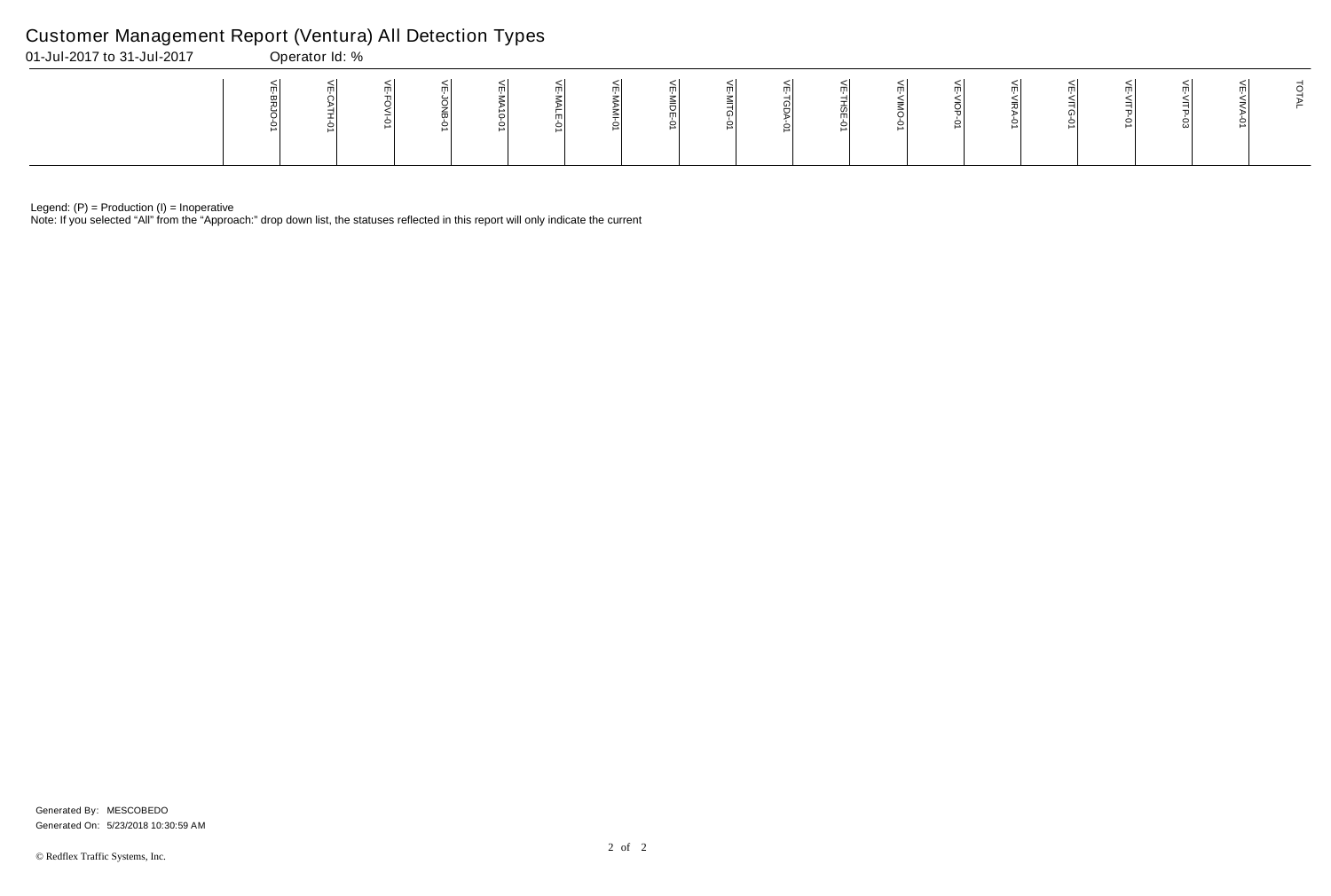# Customer Management Report (Ventura) All Detection Types

01-Jul-2017 to 31-Jul-2017 Operator Id: %

| | VE-BRJO-01 | VE-CATH-01 | VE-FOVI-01 | VE-JONB-01 | VE-MA10-01 | VE-MALE-01 | VE-MAMI-01 | VE-MIDE-01 | VE-MITG-01 | VE-TGDA-01 | VE-THSE-01 | VE-VIMO-01 | VE-VIOP-01 | VE-VIRA-01 | VE-VITG-01 | VE-VITP-01 | VE-VITP-03 | VE-VIVA-01 | TOTAL |
|---|---|---|---|---|---|---|---|---|---|---|---|---|---|---|---|---|---|---|---|
| | | | | | | | | | | | | | | | | | | | |

Legend: (P) = Production (I) = Inoperative

Note: If you selected "All" from the "Approach:" drop down list, the statuses reflected in this report will only indicate the current

Generated By: MESCOBEDO

Generated On: 5/23/2018 10:30:59 AM

© Redflex Traffic Systems, Inc.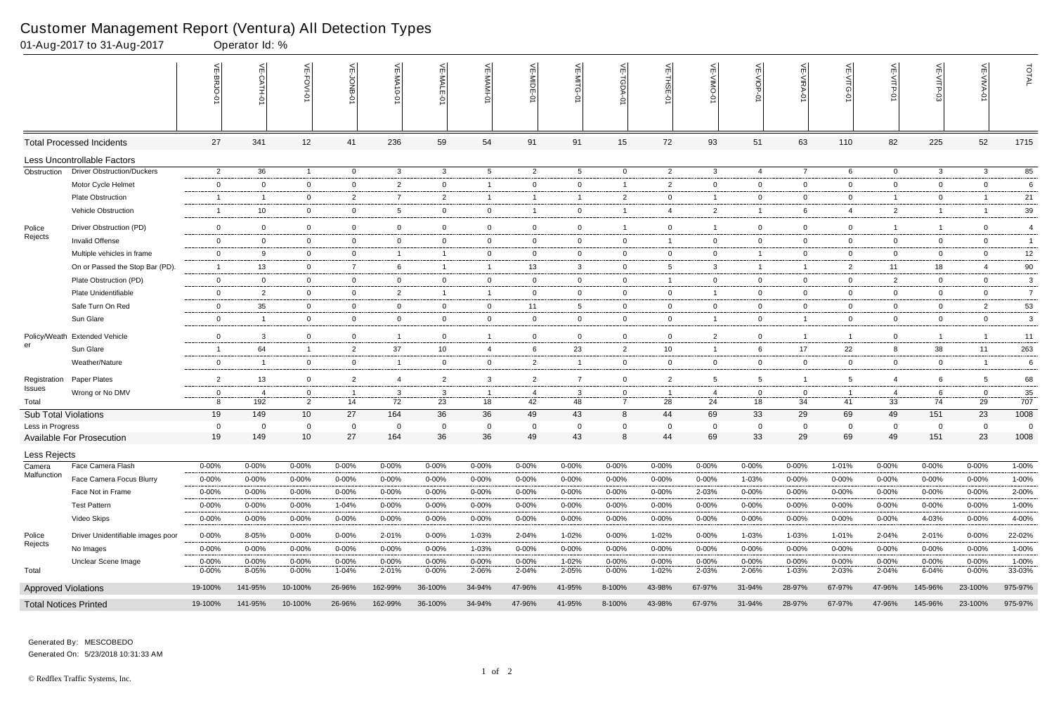# Customer Management Report (Ventura) All Detection Types

01-Aug-2017 to 31-Aug-2017 Operator Id: %

| | | VE-BRJO-01 | VE-CATH-01 | VE-FOVI-01 | VE-JONB-01 | VE-MA10-01 | VE-MALE-01 | VE-MAMI-01 | VE-MIDE-01 | VE-MITG-01 | VE-TGDA-01 | VE-THSE-01 | VE-VIMO-01 | VE-VIOP-01 | VE-VIRA-01 | VE-VITG-01 | VE-VITP-01 | VE-VITP-03 | VE-VIVA-01 | TOTAL |
|---|---|---|---|---|---|---|---|---|---|---|---|---|---|---|---|---|---|---|---|---|
| Total Processed Incidents | | 27 | 341 | 12 | 41 | 236 | 59 | 54 | 91 | 91 | 15 | 72 | 93 | 51 | 63 | 110 | 82 | 225 | 52 | 1715 |
| Less Uncontrollable Factors | | | | | | | | | | | | | | | | | | | | |
| Obstruction | Driver Obstruction/Duckers | 2 | 36 | 1 | 0 | 3 | 3 | 5 | 2 | 5 | 0 | 2 | 3 | 4 | 7 | 6 | 0 | 3 | 3 | 85 |
| | Motor Cycle Helmet | 0 | 0 | 0 | 0 | 2 | 0 | 1 | 0 | 0 | 1 | 2 | 0 | 0 | 0 | 0 | 0 | 0 | 0 | 6 |
| | Plate Obstruction | 1 | 1 | 0 | 2 | 7 | 2 | 1 | 1 | 1 | 2 | 0 | 1 | 0 | 0 | 0 | 1 | 0 | 1 | 21 |
| | Vehicle Obstruction | 1 | 10 | 0 | 0 | 5 | 0 | 0 | 1 | 0 | 1 | 4 | 2 | 1 | 6 | 4 | 2 | 1 | 1 | 39 |
| Police Rejects | Driver Obstruction (PD) | 0 | 0 | 0 | 0 | 0 | 0 | 0 | 0 | 0 | 1 | 0 | 1 | 0 | 0 | 0 | 1 | 1 | 0 | 4 |
| | Invalid Offense | 0 | 0 | 0 | 0 | 0 | 0 | 0 | 0 | 0 | 0 | 1 | 0 | 0 | 0 | 0 | 0 | 0 | 0 | 1 |
| | Multiple vehicles in frame | 0 | 9 | 0 | 0 | 1 | 1 | 0 | 0 | 0 | 0 | 0 | 0 | 1 | 0 | 0 | 0 | 0 | 0 | 12 |
| | On or Passed the Stop Bar (PD). | 1 | 13 | 0 | 7 | 6 | 1 | 1 | 13 | 3 | 0 | 5 | 3 | 1 | 1 | 2 | 11 | 18 | 4 | 90 |
| | Plate Obstruction (PD) | 0 | 0 | 0 | 0 | 0 | 0 | 0 | 0 | 0 | 0 | 1 | 0 | 0 | 0 | 0 | 2 | 0 | 0 | 3 |
| | Plate Unidentifiable | 0 | 2 | 0 | 0 | 2 | 1 | 1 | 0 | 0 | 0 | 0 | 1 | 0 | 0 | 0 | 0 | 0 | 0 | 7 |
| | Safe Turn On Red | 0 | 35 | 0 | 0 | 0 | 0 | 0 | 11 | 5 | 0 | 0 | 0 | 0 | 0 | 0 | 0 | 0 | 2 | 53 |
| | Sun Glare | 0 | 1 | 0 | 0 | 0 | 0 | 0 | 0 | 0 | 0 | 0 | 1 | 0 | 1 | 0 | 0 | 0 | 0 | 3 |
| Policy/Weather | Extended Vehicle | 0 | 3 | 0 | 0 | 1 | 0 | 1 | 0 | 0 | 0 | 0 | 2 | 0 | 1 | 1 | 0 | 1 | 1 | 11 |
| | Sun Glare | 1 | 64 | 1 | 2 | 37 | 10 | 4 | 6 | 23 | 2 | 10 | 1 | 6 | 17 | 22 | 8 | 38 | 11 | 263 |
| | Weather/Nature | 0 | 1 | 0 | 0 | 1 | 0 | 0 | 2 | 1 | 0 | 0 | 0 | 0 | 0 | 0 | 0 | 0 | 1 | 6 |
| Registration Issues | Paper Plates | 2 | 13 | 0 | 2 | 4 | 2 | 3 | 2 | 7 | 0 | 2 | 5 | 5 | 1 | 5 | 4 | 6 | 5 | 68 |
| | Wrong or No DMV | 0 | 4 | 0 | 1 | 3 | 3 | 1 | 4 | 3 | 0 | 1 | 4 | 0 | 0 | 1 | 4 | 6 | 0 | 35 |
| Total | | 8 | 192 | 2 | 14 | 72 | 23 | 18 | 42 | 48 | 7 | 28 | 24 | 18 | 34 | 41 | 33 | 74 | 29 | 707 |
| Sub Total Violations | | 19 | 149 | 10 | 27 | 164 | 36 | 36 | 49 | 43 | 8 | 44 | 69 | 33 | 29 | 69 | 49 | 151 | 23 | 1008 |
| Less in Progress | | 0 | 0 | 0 | 0 | 0 | 0 | 0 | 0 | 0 | 0 | 0 | 0 | 0 | 0 | 0 | 0 | 0 | 0 | 0 |
| Available For Prosecution | | 19 | 149 | 10 | 27 | 164 | 36 | 36 | 49 | 43 | 8 | 44 | 69 | 33 | 29 | 69 | 49 | 151 | 23 | 1008 |
| Less Rejects | | | | | | | | | | | | | | | | | | | | |
| Camera Malfunction | Face Camera Flash | 0-00% | 0-00% | 0-00% | 0-00% | 0-00% | 0-00% | 0-00% | 0-00% | 0-00% | 0-00% | 0-00% | 0-00% | 0-00% | 0-00% | 1-01% | 0-00% | 0-00% | 0-00% | 1-00% |
| | Face Camera Focus Blurry | 0-00% | 0-00% | 0-00% | 0-00% | 0-00% | 0-00% | 0-00% | 0-00% | 0-00% | 0-00% | 0-00% | 0-00% | 1-03% | 0-00% | 0-00% | 0-00% | 0-00% | 0-00% | 1-00% |
| | Face Not in Frame | 0-00% | 0-00% | 0-00% | 0-00% | 0-00% | 0-00% | 0-00% | 0-00% | 0-00% | 0-00% | 0-00% | 2-03% | 0-00% | 0-00% | 0-00% | 0-00% | 0-00% | 0-00% | 2-00% |
| | Test Pattern | 0-00% | 0-00% | 0-00% | 1-04% | 0-00% | 0-00% | 0-00% | 0-00% | 0-00% | 0-00% | 0-00% | 0-00% | 0-00% | 0-00% | 0-00% | 0-00% | 0-00% | 0-00% | 1-00% |
| | Video Skips | 0-00% | 0-00% | 0-00% | 0-00% | 0-00% | 0-00% | 0-00% | 0-00% | 0-00% | 0-00% | 0-00% | 0-00% | 0-00% | 0-00% | 0-00% | 0-00% | 4-03% | 0-00% | 4-00% |
| Police Rejects | Driver Unidentifiable images poor | 0-00% | 8-05% | 0-00% | 0-00% | 2-01% | 0-00% | 1-03% | 2-04% | 1-02% | 0-00% | 1-02% | 0-00% | 1-03% | 1-03% | 1-01% | 2-04% | 2-01% | 0-00% | 22-02% |
| | No Images | 0-00% | 0-00% | 0-00% | 0-00% | 0-00% | 0-00% | 1-03% | 0-00% | 0-00% | 0-00% | 0-00% | 0-00% | 0-00% | 0-00% | 0-00% | 0-00% | 0-00% | 0-00% | 1-00% |
| | Unclear Scene Image | 0-00% | 0-00% | 0-00% | 0-00% | 0-00% | 0-00% | 0-00% | 0-00% | 1-02% | 0-00% | 0-00% | 0-00% | 0-00% | 0-00% | 0-00% | 0-00% | 0-00% | 0-00% | 1-00% |
| Total | | 0-00% | 8-05% | 0-00% | 1-04% | 2-01% | 0-00% | 2-06% | 2-04% | 2-05% | 0-00% | 1-02% | 2-03% | 2-06% | 1-03% | 2-03% | 2-04% | 6-04% | 0-00% | 33-03% |
| Approved Violations | | 19-100% | 141-95% | 10-100% | 26-96% | 162-99% | 36-100% | 34-94% | 47-96% | 41-95% | 8-100% | 43-98% | 67-97% | 31-94% | 28-97% | 67-97% | 47-96% | 145-96% | 23-100% | 975-97% |
| Total Notices Printed | | 19-100% | 141-95% | 10-100% | 26-96% | 162-99% | 36-100% | 34-94% | 47-96% | 41-95% | 8-100% | 43-98% | 67-97% | 31-94% | 28-97% | 67-97% | 47-96% | 145-96% | 23-100% | 975-97% |

Generated By: MESCOBEDO
Generated On: 5/23/2018 10:31:33 AM

© Redflex Traffic Systems, Inc.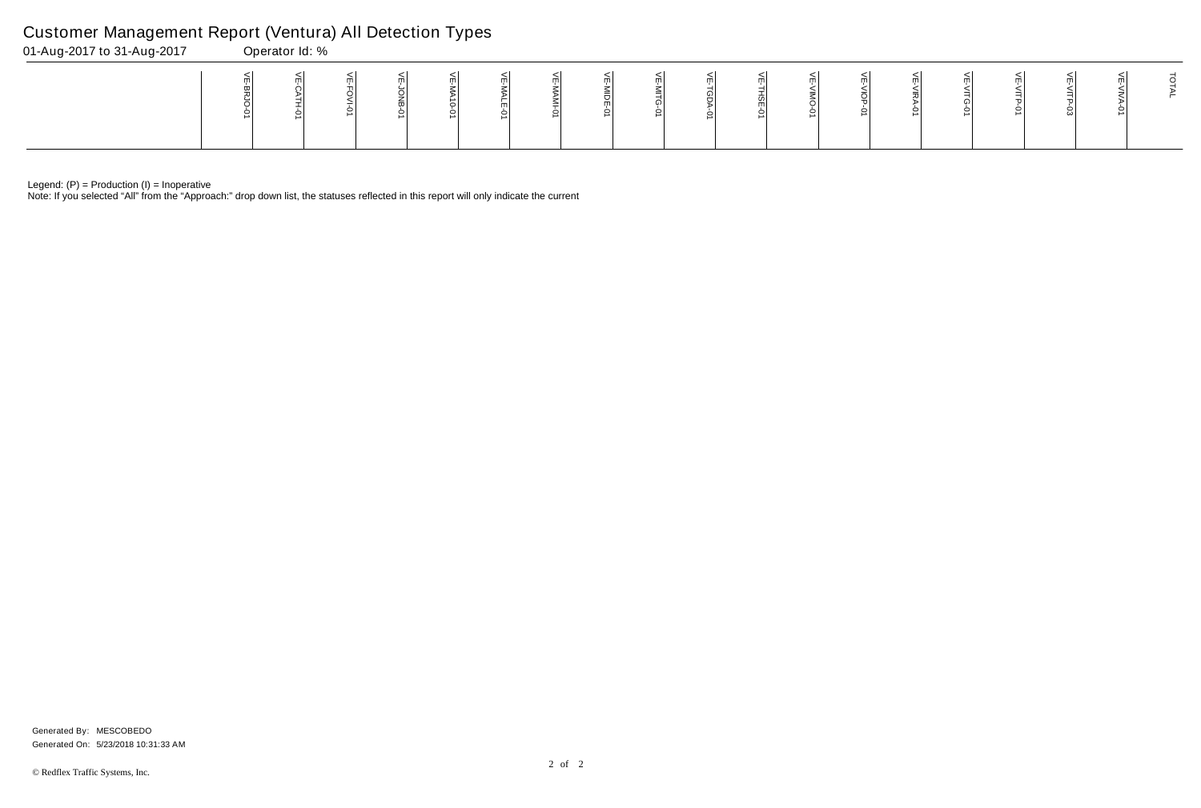# Customer Management Report (Ventura) All Detection Types

01-Aug-2017 to 31-Aug-2017 Operator Id: %

| | VE-BRJO-01 | VE-CATH-01 | VE-FOVI-01 | VE-JONB-01 | VE-MA10-01 | VE-MALE-01 | VE-MAMI-01 | VE-MIDE-01 | VE-MITG-01 | VE-TGDA-01 | VE-THSE-01 | VE-VIMO-01 | VE-VIOP-01 | VE-VIRA-01 | VE-VITG-01 | VE-VITP-01 | VE-VITP-03 | VE-VIVA-01 | TOTAL |
|---|---|---|---|---|---|---|---|---|---|---|---|---|---|---|---|---|---|---|---|

Legend: (P) = Production (I) = Inoperative

Note: If you selected "All" from the "Approach:" drop down list, the statuses reflected in this report will only indicate the current

Generated By: MESCOBEDO

Generated On: 5/23/2018 10:31:33 AM

© Redflex Traffic Systems, Inc.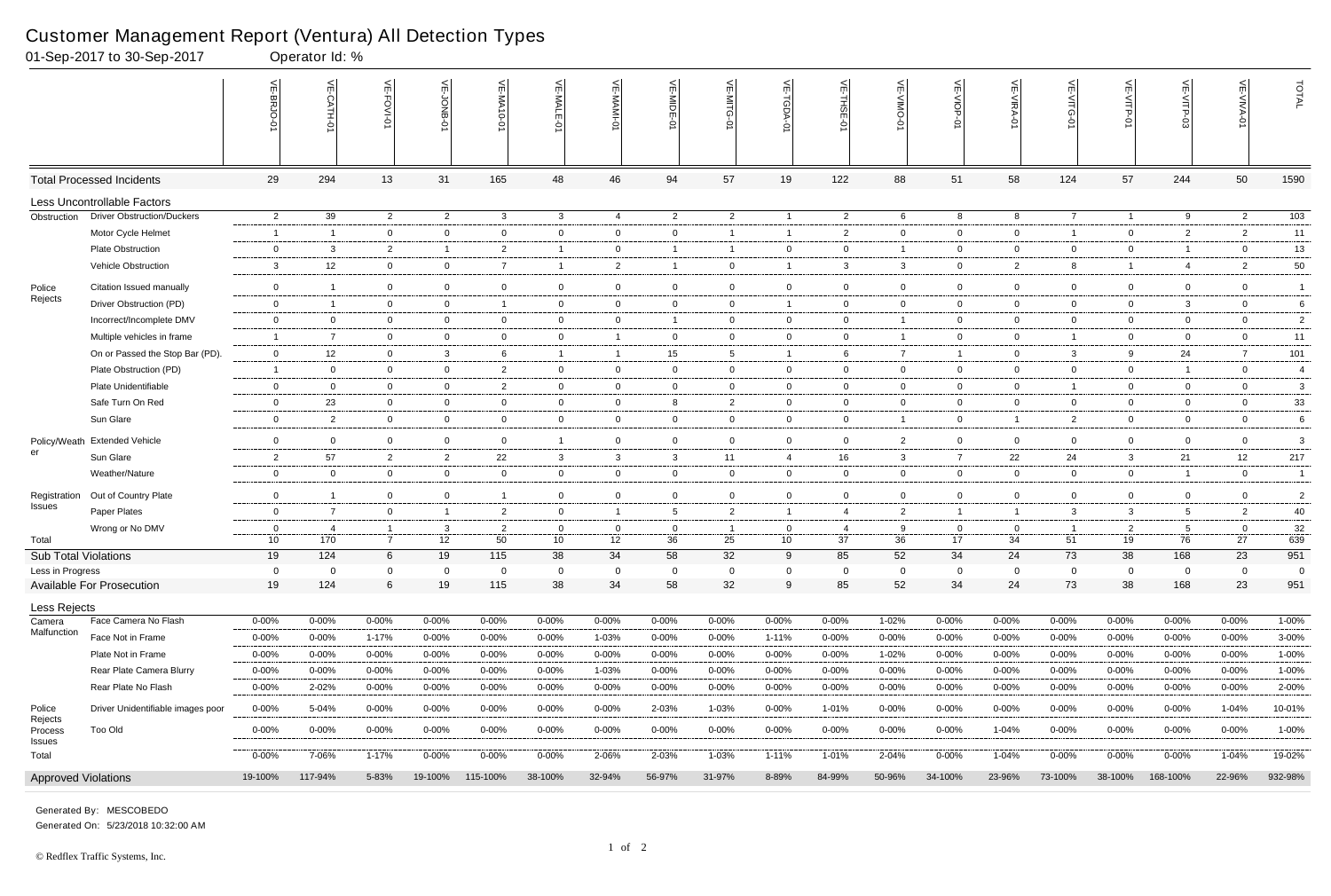# Customer Management Report (Ventura) All Detection Types

01-Sep-2017 to 30-Sep-2017 Operator Id: %

| | | VE-BRJO-01 | VE-CATH-01 | VE-FOVI-01 | VE-JONB-01 | VE-MA10-01 | VE-MALE-01 | VE-MAMI-01 | VE-MIDE-01 | VE-MITG-01 | VE-TGDA-01 | VE-THSE-01 | VE-VIMO-01 | VE-VIOP-01 | VE-VIRA-01 | VE-VITG-01 | VE-VITP-01 | VE-VITP-03 | VE-VIVA-01 | TOTAL |
|---|---|---|---|---|---|---|---|---|---|---|---|---|---|---|---|---|---|---|---|---|
| Total Processed Incidents | | 29 | 294 | 13 | 31 | 165 | 48 | 46 | 94 | 57 | 19 | 122 | 88 | 51 | 58 | 124 | 57 | 244 | 50 | 1590 |
| Less Uncontrollable Factors | | | | | | | | | | | | | | | | | | | | |
| Obstruction | Driver Obstruction/Duckers | 2 | 39 | 2 | 2 | 3 | 3 | 4 | 2 | 2 | 1 | 2 | 6 | 8 | 8 | 7 | 1 | 9 | 2 | 103 |
| | Motor Cycle Helmet | 1 | 1 | 0 | 0 | 0 | 0 | 0 | 0 | 1 | 1 | 2 | 0 | 0 | 0 | 1 | 0 | 2 | 2 | 11 |
| | Plate Obstruction | 0 | 3 | 2 | 1 | 2 | 1 | 0 | 1 | 1 | 0 | 0 | 1 | 0 | 0 | 0 | 0 | 1 | 0 | 13 |
| | Vehicle Obstruction | 3 | 12 | 0 | 0 | 7 | 1 | 2 | 1 | 0 | 1 | 3 | 3 | 0 | 2 | 8 | 1 | 4 | 2 | 50 |
| Police Rejects | Citation Issued manually | 0 | 1 | 0 | 0 | 0 | 0 | 0 | 0 | 0 | 0 | 0 | 0 | 0 | 0 | 0 | 0 | 0 | 0 | 1 |
| | Driver Obstruction (PD) | 0 | 1 | 0 | 0 | 1 | 0 | 0 | 0 | 0 | 1 | 0 | 0 | 0 | 0 | 0 | 0 | 3 | 0 | 6 |
| | Incorrect/Incomplete DMV | 0 | 0 | 0 | 0 | 0 | 0 | 0 | 1 | 0 | 0 | 0 | 1 | 0 | 0 | 0 | 0 | 0 | 0 | 2 |
| | Multiple vehicles in frame | 1 | 7 | 0 | 0 | 0 | 0 | 1 | 0 | 0 | 0 | 0 | 1 | 0 | 0 | 1 | 0 | 0 | 0 | 11 |
| | On or Passed the Stop Bar (PD). | 0 | 12 | 0 | 3 | 6 | 1 | 1 | 15 | 5 | 1 | 6 | 7 | 1 | 0 | 3 | 9 | 24 | 7 | 101 |
| | Plate Obstruction (PD) | 1 | 0 | 0 | 0 | 2 | 0 | 0 | 0 | 0 | 0 | 0 | 0 | 0 | 0 | 0 | 0 | 1 | 0 | 4 |
| | Plate Unidentifiable | 0 | 0 | 0 | 0 | 2 | 0 | 0 | 0 | 0 | 0 | 0 | 0 | 0 | 0 | 1 | 0 | 0 | 0 | 3 |
| | Safe Turn On Red | 0 | 23 | 0 | 0 | 0 | 0 | 0 | 8 | 2 | 0 | 0 | 0 | 0 | 0 | 0 | 0 | 0 | 0 | 33 |
| | Sun Glare | 0 | 2 | 0 | 0 | 0 | 0 | 0 | 0 | 0 | 0 | 0 | 1 | 0 | 1 | 2 | 0 | 0 | 0 | 6 |
| Policy/Weather | Extended Vehicle | 0 | 0 | 0 | 0 | 0 | 1 | 0 | 0 | 0 | 0 | 0 | 2 | 0 | 0 | 0 | 0 | 0 | 0 | 3 |
| | Sun Glare | 2 | 57 | 2 | 2 | 22 | 3 | 3 | 3 | 11 | 4 | 16 | 3 | 7 | 22 | 24 | 3 | 21 | 12 | 217 |
| | Weather/Nature | 0 | 0 | 0 | 0 | 0 | 0 | 0 | 0 | 0 | 0 | 0 | 0 | 0 | 0 | 0 | 0 | 1 | 0 | 1 |
| Registration Issues | Out of Country Plate | 0 | 1 | 0 | 0 | 1 | 0 | 0 | 0 | 0 | 0 | 0 | 0 | 0 | 0 | 0 | 0 | 0 | 0 | 2 |
| | Paper Plates | 0 | 7 | 0 | 1 | 2 | 0 | 1 | 5 | 2 | 1 | 4 | 2 | 1 | 1 | 3 | 3 | 5 | 2 | 40 |
| | Wrong or No DMV | 0 | 4 | 1 | 3 | 2 | 0 | 0 | 0 | 1 | 0 | 4 | 9 | 0 | 0 | 1 | 2 | 5 | 0 | 32 |
| Total | | 10 | 170 | 7 | 12 | 50 | 10 | 12 | 36 | 25 | 10 | 37 | 36 | 17 | 34 | 51 | 19 | 76 | 27 | 639 |
| Sub Total Violations | | 19 | 124 | 6 | 19 | 115 | 38 | 34 | 58 | 32 | 9 | 85 | 52 | 34 | 24 | 73 | 38 | 168 | 23 | 951 |
| Less in Progress | | 0 | 0 | 0 | 0 | 0 | 0 | 0 | 0 | 0 | 0 | 0 | 0 | 0 | 0 | 0 | 0 | 0 | 0 | 0 |
| Available For Prosecution | | 19 | 124 | 6 | 19 | 115 | 38 | 34 | 58 | 32 | 9 | 85 | 52 | 34 | 24 | 73 | 38 | 168 | 23 | 951 |
| Less Rejects | | | | | | | | | | | | | | | | | | | | |
| Camera Malfunction | Face Camera No Flash | 0-00% | 0-00% | 0-00% | 0-00% | 0-00% | 0-00% | 0-00% | 0-00% | 0-00% | 0-00% | 0-00% | 1-02% | 0-00% | 0-00% | 0-00% | 0-00% | 0-00% | 0-00% | 1-00% |
| | Face Not in Frame | 0-00% | 0-00% | 1-17% | 0-00% | 0-00% | 0-00% | 1-03% | 0-00% | 0-00% | 1-11% | 0-00% | 0-00% | 0-00% | 0-00% | 0-00% | 0-00% | 0-00% | 0-00% | 3-00% |
| | Plate Not in Frame | 0-00% | 0-00% | 0-00% | 0-00% | 0-00% | 0-00% | 0-00% | 0-00% | 0-00% | 0-00% | 0-00% | 1-02% | 0-00% | 0-00% | 0-00% | 0-00% | 0-00% | 0-00% | 1-00% |
| | Rear Plate Camera Blurry | 0-00% | 0-00% | 0-00% | 0-00% | 0-00% | 0-00% | 1-03% | 0-00% | 0-00% | 0-00% | 0-00% | 0-00% | 0-00% | 0-00% | 0-00% | 0-00% | 0-00% | 0-00% | 1-00% |
| | Rear Plate No Flash | 0-00% | 2-02% | 0-00% | 0-00% | 0-00% | 0-00% | 0-00% | 0-00% | 0-00% | 0-00% | 0-00% | 0-00% | 0-00% | 0-00% | 0-00% | 0-00% | 0-00% | 0-00% | 2-00% |
| Police Rejects | Driver Unidentifiable images poor | 0-00% | 5-04% | 0-00% | 0-00% | 0-00% | 0-00% | 0-00% | 2-03% | 1-03% | 0-00% | 1-01% | 0-00% | 0-00% | 0-00% | 0-00% | 0-00% | 0-00% | 1-04% | 10-01% |
| Process Issues | Too Old | 0-00% | 0-00% | 0-00% | 0-00% | 0-00% | 0-00% | 0-00% | 0-00% | 0-00% | 0-00% | 0-00% | 0-00% | 0-00% | 1-04% | 0-00% | 0-00% | 0-00% | 0-00% | 1-00% |
| Total | | 0-00% | 7-06% | 1-17% | 0-00% | 0-00% | 0-00% | 2-06% | 2-03% | 1-03% | 1-11% | 1-01% | 2-04% | 0-00% | 1-04% | 0-00% | 0-00% | 0-00% | 1-04% | 19-02% |
| Approved Violations | | 19-100% | 117-94% | 5-83% | 19-100% | 115-100% | 38-100% | 32-94% | 56-97% | 31-97% | 8-89% | 84-99% | 50-96% | 34-100% | 23-96% | 73-100% | 38-100% | 168-100% | 22-96% | 932-98% |

Generated By: MESCOBEDO

Generated On: 5/23/2018 10:32:00 AM

© Redflex Traffic Systems, Inc.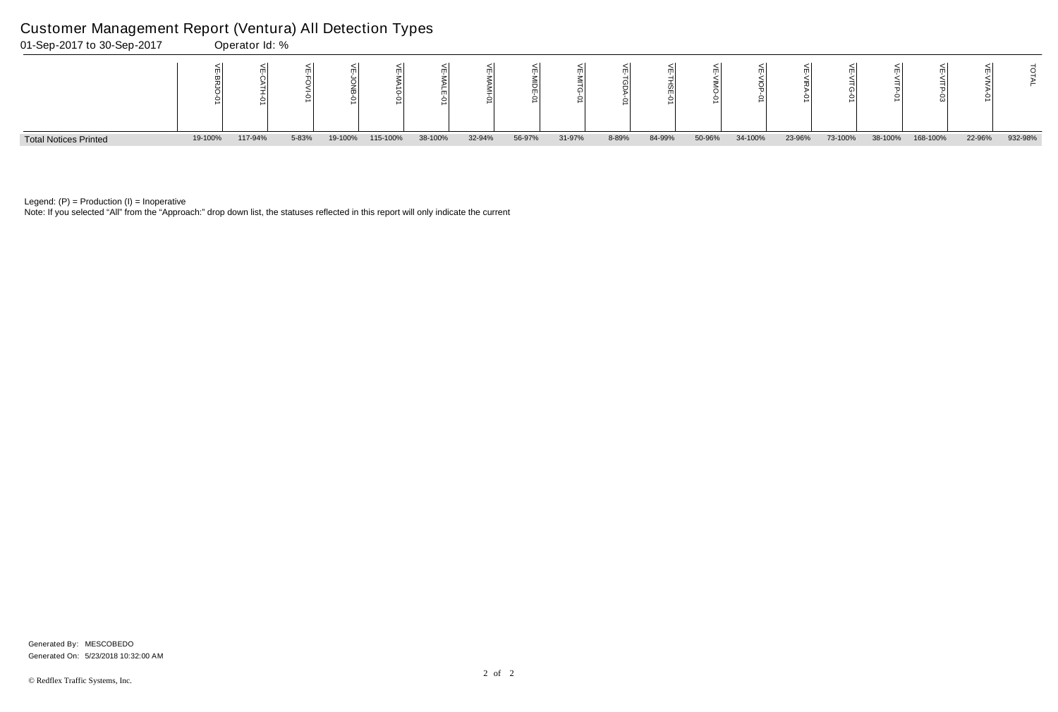# Customer Management Report (Ventura) All Detection Types

01-Sep-2017 to 30-Sep-2017 Operator Id: %

| | VE-BRJO-01 | VE-CATH-01 | VE-FOVI-01 | VE-JONB-01 | VE-MA10-01 | VE-MALE-01 | VE-MAMI-01 | VE-MIDE-01 | VE-MITG-01 | VE-TGDA-01 | VE-THSE-01 | VE-VIMO-01 | VE-VIOP-01 | VE-VIRA-01 | VE-VITG-01 | VE-VITP-01 | VE-VITP-03 | VE-VIVA-01 | TOTAL |
|---|---|---|---|---|---|---|---|---|---|---|---|---|---|---|---|---|---|---|---|
| Total Notices Printed | 19-100% | 117-94% | 5-83% | 19-100% | 115-100% | 38-100% | 32-94% | 56-97% | 31-97% | 8-89% | 84-99% | 50-96% | 34-100% | 23-96% | 73-100% | 38-100% | 168-100% | 22-96% | 932-98% |

Legend: (P) = Production (I) = Inoperative

Note: If you selected “All” from the “Approach:” drop down list, the statuses reflected in this report will only indicate the current

Generated By: MESCOBEDO

Generated On: 5/23/2018 10:32:00 AM

© Redflex Traffic Systems, Inc.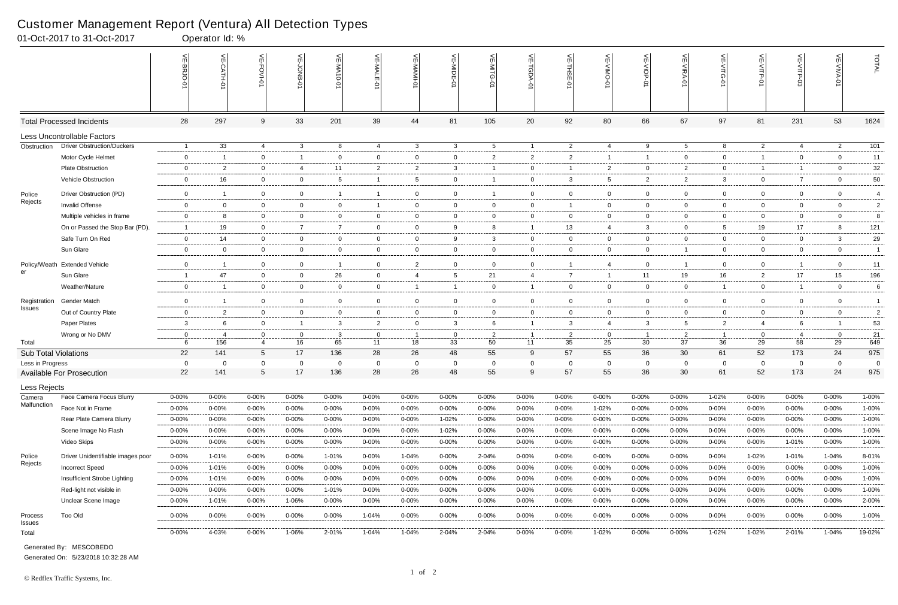# Customer Management Report (Ventura) All Detection Types

01-Oct-2017 to 31-Oct-2017 Operator Id: %

| | | VE-BRJO-01 | VE-CATH-01 | VE-FOVI-01 | VE-JONB-01 | VE-MA10-01 | VE-MALE-01 | VE-MAMI-01 | VE-MIDE-01 | VE-MITG-01 | VE-TGDA-01 | VE-THSE-01 | VE-VIMO-01 | VE-VIOP-01 | VE-VIRA-01 | VE-VITG-01 | VE-VITP-01 | VE-VITP-03 | VE-VIVA-01 | TOTAL |
|---|---|---|---|---|---|---|---|---|---|---|---|---|---|---|---|---|---|---|---|---|
| **Total Processed Incidents** | | 28 | 297 | 9 | 33 | 201 | 39 | 44 | 81 | 105 | 20 | 92 | 80 | 66 | 67 | 97 | 81 | 231 | 53 | 1624 |
| **Less Uncontrollable Factors** | | | | | | | | | | | | | | | | | | | | |
| Obstruction | Driver Obstruction/Duckers | 1 | 33 | 4 | 3 | 8 | 4 | 3 | 3 | 5 | 1 | 2 | 4 | 9 | 5 | 8 | 2 | 4 | 2 | 101 |
| | Motor Cycle Helmet | 0 | 1 | 0 | 1 | 0 | 0 | 0 | 0 | 2 | 2 | 2 | 1 | 1 | 0 | 0 | 1 | 0 | 0 | 11 |
| | Plate Obstruction | 0 | 2 | 0 | 4 | 11 | 2 | 2 | 3 | 1 | 0 | 1 | 2 | 0 | 2 | 0 | 1 | 1 | 0 | 32 |
| | Vehicle Obstruction | 0 | 16 | 0 | 0 | 5 | 1 | 5 | 0 | 1 | 0 | 3 | 5 | 2 | 2 | 3 | 0 | 7 | 0 | 50 |
| Police Rejects | Driver Obstruction (PD) | 0 | 1 | 0 | 0 | 1 | 1 | 0 | 0 | 1 | 0 | 0 | 0 | 0 | 0 | 0 | 0 | 0 | 0 | 4 |
| | Invalid Offense | 0 | 0 | 0 | 0 | 0 | 1 | 0 | 0 | 0 | 0 | 1 | 0 | 0 | 0 | 0 | 0 | 0 | 0 | 2 |
| | Multiple vehicles in frame | 0 | 8 | 0 | 0 | 0 | 0 | 0 | 0 | 0 | 0 | 0 | 0 | 0 | 0 | 0 | 0 | 0 | 0 | 8 |
| | On or Passed the Stop Bar (PD). | 1 | 19 | 0 | 7 | 7 | 0 | 0 | 9 | 8 | 1 | 13 | 4 | 3 | 0 | 5 | 19 | 17 | 8 | 121 |
| | Safe Turn On Red | 0 | 14 | 0 | 0 | 0 | 0 | 0 | 9 | 3 | 0 | 0 | 0 | 0 | 0 | 0 | 0 | 0 | 3 | 29 |
| | Sun Glare | 0 | 0 | 0 | 0 | 0 | 0 | 0 | 0 | 0 | 0 | 0 | 0 | 0 | 1 | 0 | 0 | 0 | 0 | 1 |
| Policy/Weather | Extended Vehicle | 0 | 1 | 0 | 0 | 1 | 0 | 2 | 0 | 0 | 0 | 1 | 4 | 0 | 1 | 0 | 0 | 1 | 0 | 11 |
| | Sun Glare | 1 | 47 | 0 | 0 | 26 | 0 | 4 | 5 | 21 | 4 | 7 | 1 | 11 | 19 | 16 | 2 | 17 | 15 | 196 |
| | Weather/Nature | 0 | 1 | 0 | 0 | 0 | 0 | 1 | 1 | 0 | 1 | 0 | 0 | 0 | 0 | 1 | 0 | 1 | 0 | 6 |
| Registration Issues | Gender Match | 0 | 1 | 0 | 0 | 0 | 0 | 0 | 0 | 0 | 0 | 0 | 0 | 0 | 0 | 0 | 0 | 0 | 0 | 1 |
| | Out of Country Plate | 0 | 2 | 0 | 0 | 0 | 0 | 0 | 0 | 0 | 0 | 0 | 0 | 0 | 0 | 0 | 0 | 0 | 0 | 2 |
| | Paper Plates | 3 | 6 | 0 | 1 | 3 | 2 | 0 | 3 | 6 | 1 | 3 | 4 | 3 | 5 | 2 | 4 | 6 | 1 | 53 |
| | Wrong or No DMV | 0 | 4 | 0 | 0 | 3 | 0 | 1 | 0 | 2 | 1 | 2 | 0 | 1 | 2 | 1 | 0 | 4 | 0 | 21 |
| Total | | 6 | 156 | 4 | 16 | 65 | 11 | 18 | 33 | 50 | 11 | 35 | 25 | 30 | 37 | 36 | 29 | 58 | 29 | 649 |
| **Sub Total Violations** | | 22 | 141 | 5 | 17 | 136 | 28 | 26 | 48 | 55 | 9 | 57 | 55 | 36 | 30 | 61 | 52 | 173 | 24 | 975 |
| Less in Progress | | 0 | 0 | 0 | 0 | 0 | 0 | 0 | 0 | 0 | 0 | 0 | 0 | 0 | 0 | 0 | 0 | 0 | 0 | 0 |
| **Available For Prosecution** | | 22 | 141 | 5 | 17 | 136 | 28 | 26 | 48 | 55 | 9 | 57 | 55 | 36 | 30 | 61 | 52 | 173 | 24 | 975 |
| **Less Rejects** | | | | | | | | | | | | | | | | | | | | |
| Camera Malfunction | Face Camera Focus Blurry | 0-00% | 0-00% | 0-00% | 0-00% | 0-00% | 0-00% | 0-00% | 0-00% | 0-00% | 0-00% | 0-00% | 0-00% | 0-00% | 0-00% | 1-02% | 0-00% | 0-00% | 0-00% | 1-00% |
| | Face Not in Frame | 0-00% | 0-00% | 0-00% | 0-00% | 0-00% | 0-00% | 0-00% | 0-00% | 0-00% | 0-00% | 0-00% | 1-02% | 0-00% | 0-00% | 0-00% | 0-00% | 0-00% | 0-00% | 1-00% |
| | Rear Plate Camera Blurry | 0-00% | 0-00% | 0-00% | 0-00% | 0-00% | 0-00% | 0-00% | 1-02% | 0-00% | 0-00% | 0-00% | 0-00% | 0-00% | 0-00% | 0-00% | 0-00% | 0-00% | 0-00% | 1-00% |
| | Scene Image No Flash | 0-00% | 0-00% | 0-00% | 0-00% | 0-00% | 0-00% | 0-00% | 1-02% | 0-00% | 0-00% | 0-00% | 0-00% | 0-00% | 0-00% | 0-00% | 0-00% | 0-00% | 0-00% | 1-00% |
| | Video Skips | 0-00% | 0-00% | 0-00% | 0-00% | 0-00% | 0-00% | 0-00% | 0-00% | 0-00% | 0-00% | 0-00% | 0-00% | 0-00% | 0-00% | 0-00% | 0-00% | 1-01% | 0-00% | 1-00% |
| Police Rejects | Driver Unidentifiable images poor | 0-00% | 1-01% | 0-00% | 0-00% | 1-01% | 0-00% | 1-04% | 0-00% | 2-04% | 0-00% | 0-00% | 0-00% | 0-00% | 0-00% | 0-00% | 1-02% | 1-01% | 1-04% | 8-01% |
| | Incorrect Speed | 0-00% | 1-01% | 0-00% | 0-00% | 0-00% | 0-00% | 0-00% | 0-00% | 0-00% | 0-00% | 0-00% | 0-00% | 0-00% | 0-00% | 0-00% | 0-00% | 0-00% | 0-00% | 1-00% |
| | Insufficient Strobe Lighting | 0-00% | 1-01% | 0-00% | 0-00% | 0-00% | 0-00% | 0-00% | 0-00% | 0-00% | 0-00% | 0-00% | 0-00% | 0-00% | 0-00% | 0-00% | 0-00% | 0-00% | 0-00% | 1-00% |
| | Red-light not visible in | 0-00% | 0-00% | 0-00% | 0-00% | 1-01% | 0-00% | 0-00% | 0-00% | 0-00% | 0-00% | 0-00% | 0-00% | 0-00% | 0-00% | 0-00% | 0-00% | 0-00% | 0-00% | 1-00% |
| | Unclear Scene Image | 0-00% | 1-01% | 0-00% | 1-06% | 0-00% | 0-00% | 0-00% | 0-00% | 0-00% | 0-00% | 0-00% | 0-00% | 0-00% | 0-00% | 0-00% | 0-00% | 0-00% | 0-00% | 2-00% |
| Process Issues | Too Old | 0-00% | 0-00% | 0-00% | 0-00% | 0-00% | 1-04% | 0-00% | 0-00% | 0-00% | 0-00% | 0-00% | 0-00% | 0-00% | 0-00% | 0-00% | 0-00% | 0-00% | 0-00% | 1-00% |
| Total | | 0-00% | 4-03% | 0-00% | 1-06% | 2-01% | 1-04% | 1-04% | 2-04% | 2-04% | 0-00% | 0-00% | 1-02% | 0-00% | 0-00% | 1-02% | 1-02% | 2-01% | 1-04% | 19-02% |

Generated By: MESCOBEDO

Generated On: 5/23/2018 10:32:28 AM

© Redflex Traffic Systems, Inc.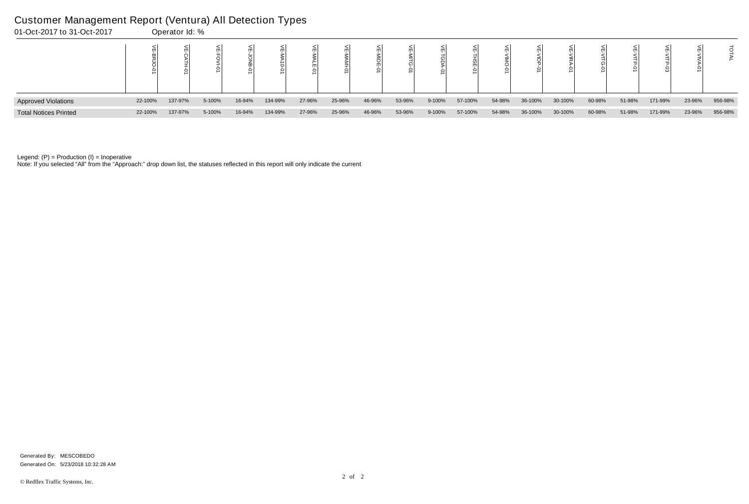# Customer Management Report (Ventura) All Detection Types

01-Oct-2017 to 31-Oct-2017 Operator Id: %

| | VE-BRJO-01 | VE-CATH-01 | VE-FOVI-01 | VE-JONB-01 | VE-MA10-01 | VE-MALE-01 | VE-MAMI-01 | VE-MIDE-01 | VE-MITG-01 | VE-TGDA-01 | VE-THSE-01 | VE-VIMO-01 | VE-VIOP-01 | VE-VIRA-01 | VE-VITG-01 | VE-VITP-01 | VE-VITP-03 | VE-VIVA-01 | TOTAL |
|---|---|---|---|---|---|---|---|---|---|---|---|---|---|---|---|---|---|---|---|
| Approved Violations | 22-100% | 137-97% | 5-100% | 16-94% | 134-99% | 27-96% | 25-96% | 46-96% | 53-96% | 9-100% | 57-100% | 54-98% | 36-100% | 30-100% | 60-98% | 51-98% | 171-99% | 23-96% | 956-98% |
| Total Notices Printed | 22-100% | 137-97% | 5-100% | 16-94% | 134-99% | 27-96% | 25-96% | 46-96% | 53-96% | 9-100% | 57-100% | 54-98% | 36-100% | 30-100% | 60-98% | 51-98% | 171-99% | 23-96% | 956-98% |

Legend: (P) = Production (I) = Inoperative

Note: If you selected "All" from the "Approach:" drop down list, the statuses reflected in this report will only indicate the current

Generated By: MESCOBEDO

Generated On: 5/23/2018 10:32:28 AM

© Redflex Traffic Systems, Inc.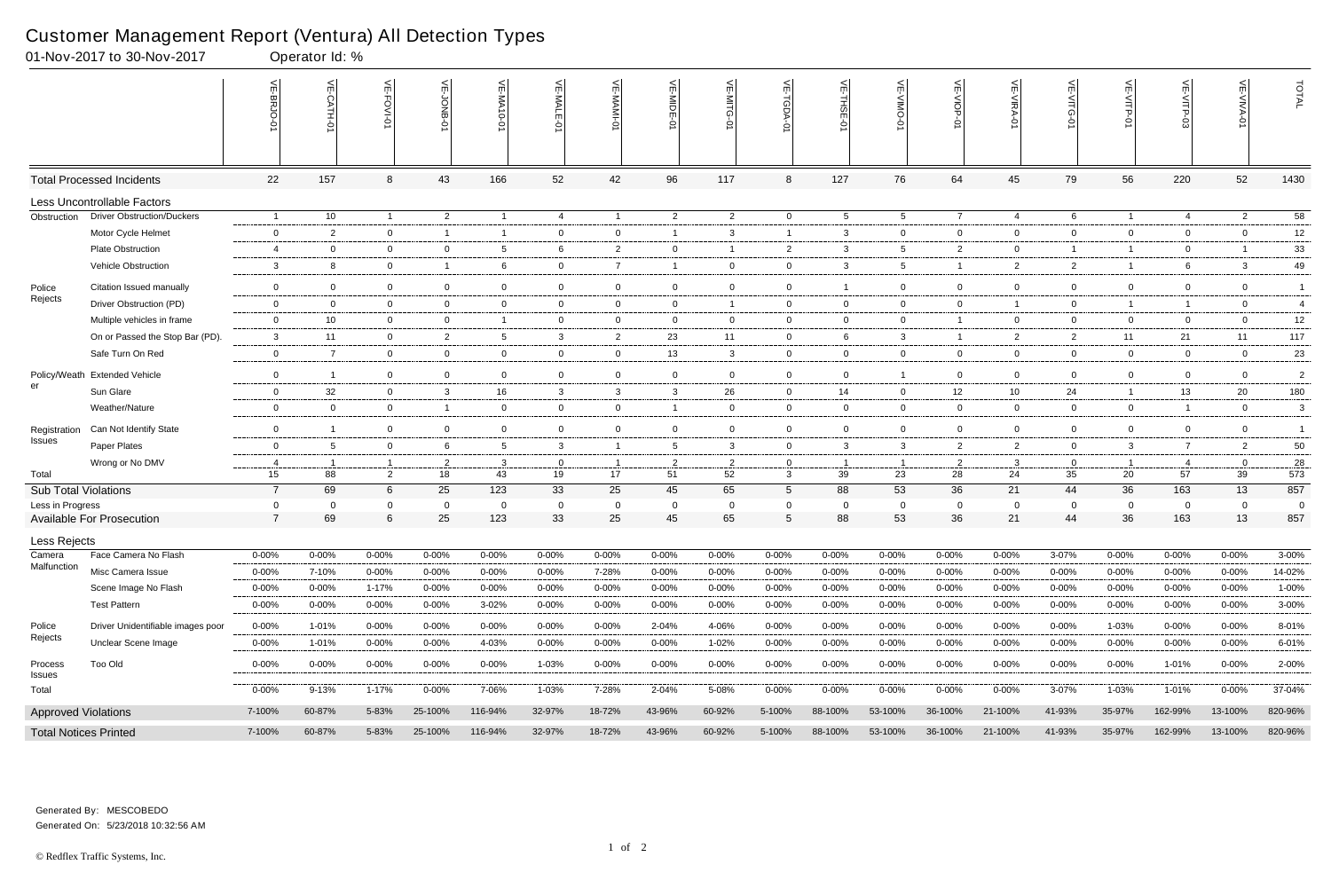# Customer Management Report (Ventura) All Detection Types

01-Nov-2017 to 30-Nov-2017 Operator Id: %

| | | VE-BRJO-01 | VE-CATH-01 | VE-FOVI-01 | VE-JONB-01 | VE-MA10-01 | VE-MALE-01 | VE-MAMI-01 | VE-MIDE-01 | VE-MITG-01 | VE-TGDA-01 | VE-THSE-01 | VE-VIMO-01 | VE-VIOP-01 | VE-VIRA-01 | VE-VITG-01 | VE-VITP-01 | VE-VITP-03 | VE-VIVA-01 | TOTAL |
|---|---|---|---|---|---|---|---|---|---|---|---|---|---|---|---|---|---|---|---|---|
| **Total Processed Incidents** | | 22 | 157 | 8 | 43 | 166 | 52 | 42 | 96 | 117 | 8 | 127 | 76 | 64 | 45 | 79 | 56 | 220 | 52 | 1430 |
| **Less Uncontrollable Factors** | | | | | | | | | | | | | | | | | | | | |
| Obstruction | Driver Obstruction/Duckers | 1 | 10 | 1 | 2 | 1 | 4 | 1 | 2 | 2 | 0 | 5 | 5 | 7 | 4 | 6 | 1 | 4 | 2 | 58 |
| | Motor Cycle Helmet | 0 | 2 | 0 | 1 | 1 | 0 | 0 | 1 | 3 | 1 | 3 | 0 | 0 | 0 | 0 | 0 | 0 | 0 | 12 |
| | Plate Obstruction | 4 | 0 | 0 | 0 | 5 | 6 | 2 | 0 | 1 | 2 | 3 | 5 | 2 | 0 | 1 | 1 | 0 | 1 | 33 |
| | Vehicle Obstruction | 3 | 8 | 0 | 1 | 6 | 0 | 7 | 1 | 0 | 0 | 3 | 5 | 1 | 2 | 2 | 1 | 6 | 3 | 49 |
| Police Rejects | Citation Issued manually | 0 | 0 | 0 | 0 | 0 | 0 | 0 | 0 | 0 | 0 | 1 | 0 | 0 | 0 | 0 | 0 | 0 | 0 | 1 |
| | Driver Obstruction (PD) | 0 | 0 | 0 | 0 | 0 | 0 | 0 | 0 | 1 | 0 | 0 | 0 | 0 | 1 | 0 | 1 | 1 | 0 | 4 |
| | Multiple vehicles in frame | 0 | 10 | 0 | 0 | 1 | 0 | 0 | 0 | 0 | 0 | 0 | 0 | 1 | 0 | 0 | 0 | 0 | 0 | 12 |
| | On or Passed the Stop Bar (PD). | 3 | 11 | 0 | 2 | 5 | 3 | 2 | 23 | 11 | 0 | 6 | 3 | 1 | 2 | 2 | 11 | 21 | 11 | 117 |
| | Safe Turn On Red | 0 | 7 | 0 | 0 | 0 | 0 | 0 | 13 | 3 | 0 | 0 | 0 | 0 | 0 | 0 | 0 | 0 | 0 | 23 |
| Policy/Weather | Extended Vehicle | 0 | 1 | 0 | 0 | 0 | 0 | 0 | 0 | 0 | 0 | 0 | 1 | 0 | 0 | 0 | 0 | 0 | 0 | 2 |
| | Sun Glare | 0 | 32 | 0 | 3 | 16 | 3 | 3 | 3 | 26 | 0 | 14 | 0 | 12 | 10 | 24 | 1 | 13 | 20 | 180 |
| | Weather/Nature | 0 | 0 | 0 | 1 | 0 | 0 | 0 | 1 | 0 | 0 | 0 | 0 | 0 | 0 | 0 | 0 | 1 | 0 | 3 |
| Registration Issues | Can Not Identify State | 0 | 1 | 0 | 0 | 0 | 0 | 0 | 0 | 0 | 0 | 0 | 0 | 0 | 0 | 0 | 0 | 0 | 0 | 1 |
| | Paper Plates | 0 | 5 | 0 | 6 | 5 | 3 | 1 | 5 | 3 | 0 | 3 | 3 | 2 | 2 | 0 | 3 | 7 | 2 | 50 |
| | Wrong or No DMV | 4 | 1 | 1 | 2 | 3 | 0 | 1 | 2 | 2 | 0 | 1 | 1 | 2 | 3 | 0 | 1 | 4 | 0 | 28 |
| Total | | 15 | 88 | 2 | 18 | 43 | 19 | 17 | 51 | 52 | 3 | 39 | 23 | 28 | 24 | 35 | 20 | 57 | 39 | 573 |
| **Sub Total Violations** | | 7 | 69 | 6 | 25 | 123 | 33 | 25 | 45 | 65 | 5 | 88 | 53 | 36 | 21 | 44 | 36 | 163 | 13 | 857 |
| Less in Progress | | 0 | 0 | 0 | 0 | 0 | 0 | 0 | 0 | 0 | 0 | 0 | 0 | 0 | 0 | 0 | 0 | 0 | 0 | 0 |
| **Available For Prosecution** | | 7 | 69 | 6 | 25 | 123 | 33 | 25 | 45 | 65 | 5 | 88 | 53 | 36 | 21 | 44 | 36 | 163 | 13 | 857 |
| **Less Rejects** | | | | | | | | | | | | | | | | | | | | |
| Camera Malfunction | Face Camera No Flash | 0-00% | 0-00% | 0-00% | 0-00% | 0-00% | 0-00% | 0-00% | 0-00% | 0-00% | 0-00% | 0-00% | 0-00% | 0-00% | 0-00% | 3-07% | 0-00% | 0-00% | 0-00% | 3-00% |
| | Misc Camera Issue | 0-00% | 7-10% | 0-00% | 0-00% | 0-00% | 0-00% | 7-28% | 0-00% | 0-00% | 0-00% | 0-00% | 0-00% | 0-00% | 0-00% | 0-00% | 0-00% | 0-00% | 0-00% | 14-02% |
| | Scene Image No Flash | 0-00% | 0-00% | 1-17% | 0-00% | 0-00% | 0-00% | 0-00% | 0-00% | 0-00% | 0-00% | 0-00% | 0-00% | 0-00% | 0-00% | 0-00% | 0-00% | 0-00% | 0-00% | 1-00% |
| | Test Pattern | 0-00% | 0-00% | 0-00% | 0-00% | 3-02% | 0-00% | 0-00% | 0-00% | 0-00% | 0-00% | 0-00% | 0-00% | 0-00% | 0-00% | 0-00% | 0-00% | 0-00% | 0-00% | 3-00% |
| Police Rejects | Driver Unidentifiable images poor | 0-00% | 1-01% | 0-00% | 0-00% | 0-00% | 0-00% | 0-00% | 2-04% | 4-06% | 0-00% | 0-00% | 0-00% | 0-00% | 0-00% | 0-00% | 1-03% | 0-00% | 0-00% | 8-01% |
| | Unclear Scene Image | 0-00% | 1-01% | 0-00% | 0-00% | 4-03% | 0-00% | 0-00% | 0-00% | 1-02% | 0-00% | 0-00% | 0-00% | 0-00% | 0-00% | 0-00% | 0-00% | 0-00% | 0-00% | 6-01% |
| Process Issues | Too Old | 0-00% | 0-00% | 0-00% | 0-00% | 0-00% | 1-03% | 0-00% | 0-00% | 0-00% | 0-00% | 0-00% | 0-00% | 0-00% | 0-00% | 0-00% | 0-00% | 1-01% | 0-00% | 2-00% |
| Total | | 0-00% | 9-13% | 1-17% | 0-00% | 7-06% | 1-03% | 7-28% | 2-04% | 5-08% | 0-00% | 0-00% | 0-00% | 0-00% | 0-00% | 3-07% | 1-03% | 1-01% | 0-00% | 37-04% |
| **Approved Violations** | | 7-100% | 60-87% | 5-83% | 25-100% | 116-94% | 32-97% | 18-72% | 43-96% | 60-92% | 5-100% | 88-100% | 53-100% | 36-100% | 21-100% | 41-93% | 35-97% | 162-99% | 13-100% | 820-96% |
| **Total Notices Printed** | | 7-100% | 60-87% | 5-83% | 25-100% | 116-94% | 32-97% | 18-72% | 43-96% | 60-92% | 5-100% | 88-100% | 53-100% | 36-100% | 21-100% | 41-93% | 35-97% | 162-99% | 13-100% | 820-96% |

Generated By: MESCOBEDO

Generated On: 5/23/2018 10:32:56 AM

© Redflex Traffic Systems, Inc.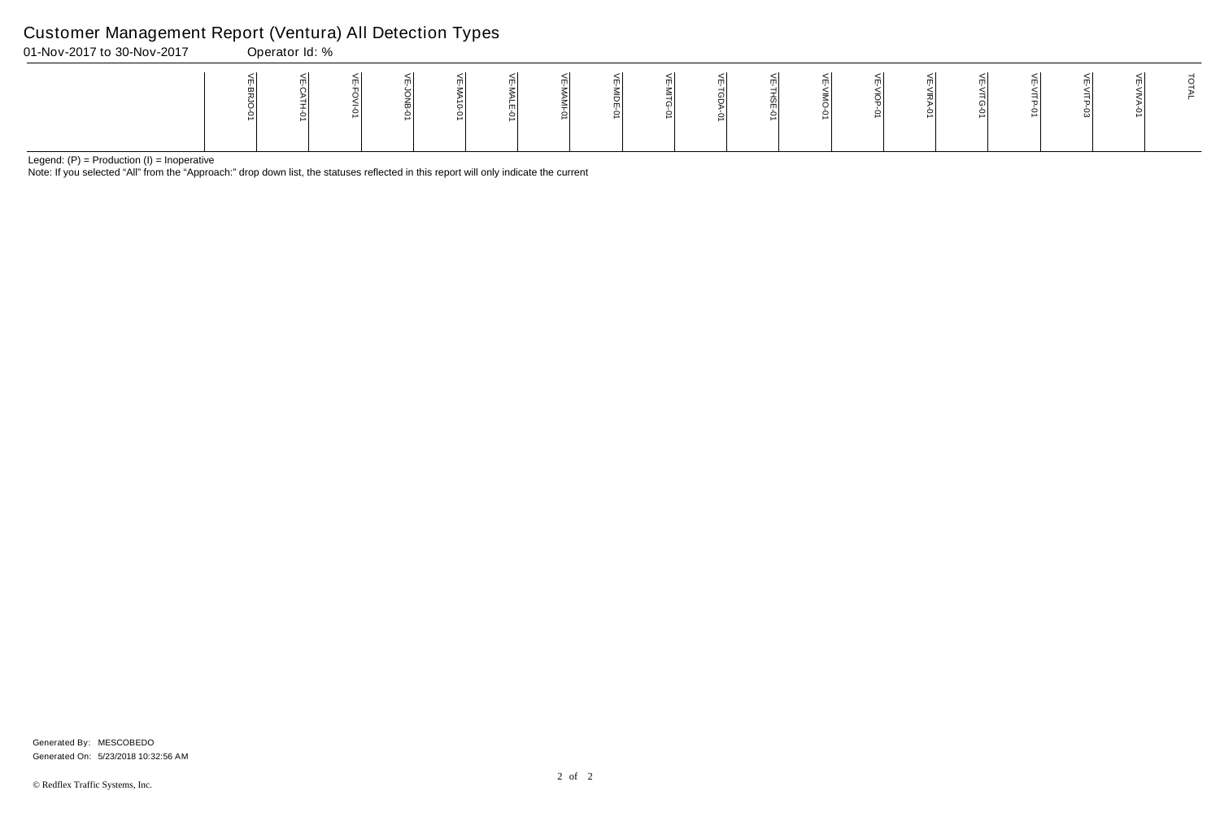# Customer Management Report (Ventura) All Detection Types

01-Nov-2017 to 30-Nov-2017    Operator Id: %

| | VE-BRJO-01 | VE-CATH-01 | VE-FOVI-01 | VE-JONB-01 | VE-MA10-01 | VE-MALE-01 | VE-MAMI-01 | VE-MIDE-01 | VE-MITG-01 | VE-TGDA-01 | VE-THSE-01 | VE-VIMO-01 | VE-VIOP-01 | VE-VIRA-01 | VE-VITG-01 | VE-VITP-01 | VE-VITP-03 | VE-VIVA-01 | TOTAL |
|---|---|---|---|---|---|---|---|---|---|---|---|---|---|---|---|---|---|---|---|
| | | | | | | | | | | | | | | | | | | | |

Legend: (P) = Production (I) = Inoperative

Note: If you selected "All" from the "Approach:" drop down list, the statuses reflected in this report will only indicate the current

Generated By: MESCOBEDO
Generated On: 5/23/2018 10:32:56 AM

© Redflex Traffic Systems, Inc.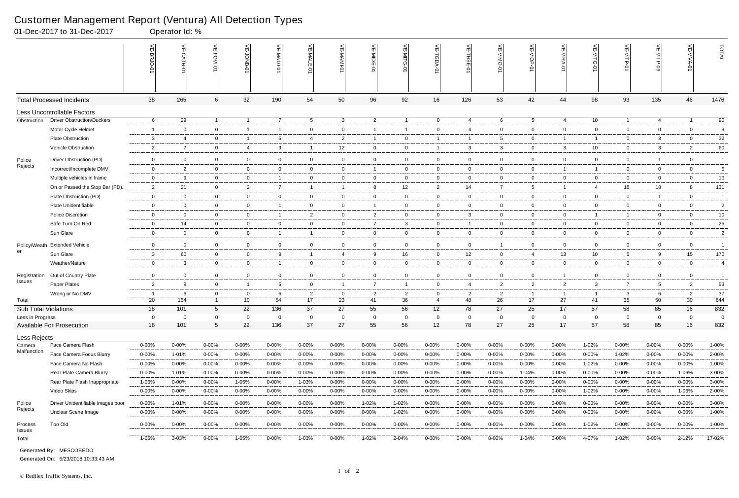# Customer Management Report (Ventura) All Detection Types

01-Dec-2017 to 31-Dec-2017 Operator Id: %

| | | VE-BRJO-01 | VE-CATH-01 | VE-FOVI-01 | VE-JONB-01 | VE-MA10-01 | VE-MALE-01 | VE-MAMI-01 | VE-MIDE-01 | VE-MITG-01 | VE-TGDA-01 | VE-THSE-01 | VE-VIMO-01 | VE-VIOP-01 | VE-VIRA-01 | VE-VITG-01 | VE-VITP-01 | VE-VITP-03 | VE-VIVA-01 | TOTAL |
|---|---|---|---|---|---|---|---|---|---|---|---|---|---|---|---|---|---|---|---|---|
| **Total Processed Incidents** | | 38 | 265 | 6 | 32 | 190 | 54 | 50 | 96 | 92 | 16 | 126 | 53 | 42 | 44 | 98 | 93 | 135 | 46 | 1476 |
| **Less Uncontrollable Factors** | | | | | | | | | | | | | | | | | | | | |
| Obstruction | Driver Obstruction/Duckers | 6 | 29 | 1 | 1 | 7 | 5 | 3 | 2 | 1 | 0 | 4 | 6 | 5 | 4 | 10 | 1 | 4 | 1 | 90 |
| | Motor Cycle Helmet | 1 | 0 | 0 | 1 | 1 | 0 | 0 | 1 | 1 | 0 | 4 | 0 | 0 | 0 | 0 | 0 | 0 | 0 | 9 |
| | Plate Obstruction | 3 | 4 | 0 | 1 | 5 | 4 | 2 | 1 | 0 | 1 | 1 | 5 | 0 | 1 | 1 | 0 | 3 | 0 | 32 |
| | Vehicle Obstruction | 2 | 7 | 0 | 4 | 9 | 1 | 12 | 0 | 0 | 1 | 3 | 3 | 0 | 3 | 10 | 0 | 3 | 2 | 60 |
| Police Rejects | Driver Obstruction (PD) | 0 | 0 | 0 | 0 | 0 | 0 | 0 | 0 | 0 | 0 | 0 | 0 | 0 | 0 | 0 | 0 | 1 | 0 | 1 |
| | Incorrect/Incomplete DMV | 0 | 2 | 0 | 0 | 0 | 0 | 0 | 1 | 0 | 0 | 0 | 0 | 0 | 1 | 1 | 0 | 0 | 0 | 5 |
| | Multiple vehicles in frame | 0 | 9 | 0 | 0 | 1 | 0 | 0 | 0 | 0 | 0 | 0 | 0 | 0 | 0 | 0 | 0 | 0 | 0 | 10 |
| | On or Passed the Stop Bar (PD). | 2 | 21 | 0 | 2 | 7 | 1 | 1 | 8 | 12 | 2 | 14 | 7 | 5 | 1 | 4 | 18 | 18 | 8 | 131 |
| | Plate Obstruction (PD) | 0 | 0 | 0 | 0 | 0 | 0 | 0 | 0 | 0 | 0 | 0 | 0 | 0 | 0 | 0 | 0 | 1 | 0 | 1 |
| | Plate Unidentifiable | 0 | 0 | 0 | 0 | 1 | 0 | 0 | 1 | 0 | 0 | 0 | 0 | 0 | 0 | 0 | 0 | 0 | 0 | 2 |
| | Police Discretion | 0 | 0 | 0 | 0 | 1 | 2 | 0 | 2 | 0 | 0 | 3 | 0 | 0 | 0 | 1 | 1 | 0 | 0 | 10 |
| | Safe Turn On Red | 0 | 14 | 0 | 0 | 0 | 0 | 0 | 7 | 3 | 0 | 1 | 0 | 0 | 0 | 0 | 0 | 0 | 0 | 25 |
| | Sun Glare | 0 | 0 | 0 | 0 | 1 | 1 | 0 | 0 | 0 | 0 | 0 | 0 | 0 | 0 | 0 | 0 | 0 | 0 | 2 |
| Policy/Weather | Extended Vehicle | 0 | 0 | 0 | 0 | 0 | 0 | 0 | 0 | 0 | 0 | 0 | 1 | 0 | 0 | 0 | 0 | 0 | 0 | 1 |
| | Sun Glare | 3 | 60 | 0 | 0 | 9 | 1 | 4 | 9 | 16 | 0 | 12 | 0 | 4 | 13 | 10 | 5 | 9 | 15 | 170 |
| | Weather/Nature | 0 | 3 | 0 | 0 | 1 | 0 | 0 | 0 | 0 | 0 | 0 | 0 | 0 | 0 | 0 | 0 | 0 | 0 | 4 |
| Registration Issues | Out of Country Plate | 0 | 0 | 0 | 0 | 0 | 0 | 0 | 0 | 0 | 0 | 0 | 0 | 0 | 1 | 0 | 0 | 0 | 0 | 1 |
| | Paper Plates | 2 | 9 | 0 | 1 | 5 | 0 | 1 | 7 | 1 | 0 | 4 | 2 | 2 | 2 | 3 | 7 | 5 | 2 | 53 |
| | Wrong or No DMV | 1 | 6 | 0 | 0 | 6 | 2 | 0 | 2 | 2 | 0 | 2 | 2 | 1 | 1 | 1 | 3 | 6 | 2 | 37 |
| Total | | 20 | 164 | 1 | 10 | 54 | 17 | 23 | 41 | 36 | 4 | 48 | 26 | 17 | 27 | 41 | 35 | 50 | 30 | 644 |
| **Sub Total Violations** | | 18 | 101 | 5 | 22 | 136 | 37 | 27 | 55 | 56 | 12 | 78 | 27 | 25 | 17 | 57 | 58 | 85 | 16 | 832 |
| Less in Progress | | 0 | 0 | 0 | 0 | 0 | 0 | 0 | 0 | 0 | 0 | 0 | 0 | 0 | 0 | 0 | 0 | 0 | 0 | 0 |
| **Available For Prosecution** | | 18 | 101 | 5 | 22 | 136 | 37 | 27 | 55 | 56 | 12 | 78 | 27 | 25 | 17 | 57 | 58 | 85 | 16 | 832 |
| **Less Rejects** | | | | | | | | | | | | | | | | | | | | |
| Camera Malfunction | Face Camera Flash | 0-00% | 0-00% | 0-00% | 0-00% | 0-00% | 0-00% | 0-00% | 0-00% | 0-00% | 0-00% | 0-00% | 0-00% | 0-00% | 0-00% | 1-02% | 0-00% | 0-00% | 0-00% | 1-00% |
| | Face Camera Focus Blurry | 0-00% | 1-01% | 0-00% | 0-00% | 0-00% | 0-00% | 0-00% | 0-00% | 0-00% | 0-00% | 0-00% | 0-00% | 0-00% | 0-00% | 0-00% | 1-02% | 0-00% | 0-00% | 2-00% |
| | Face Camera No Flash | 0-00% | 0-00% | 0-00% | 0-00% | 0-00% | 0-00% | 0-00% | 0-00% | 0-00% | 0-00% | 0-00% | 0-00% | 0-00% | 0-00% | 1-02% | 0-00% | 0-00% | 0-00% | 1-00% |
| | Rear Plate Camera Blurry | 0-00% | 1-01% | 0-00% | 0-00% | 0-00% | 0-00% | 0-00% | 0-00% | 0-00% | 0-00% | 0-00% | 0-00% | 1-04% | 0-00% | 0-00% | 0-00% | 0-00% | 1-06% | 3-00% |
| | Rear Plate Flash Inappropriate | 1-06% | 0-00% | 0-00% | 1-05% | 0-00% | 1-03% | 0-00% | 0-00% | 0-00% | 0-00% | 0-00% | 0-00% | 0-00% | 0-00% | 0-00% | 0-00% | 0-00% | 0-00% | 3-00% |
| | Video Skips | 0-00% | 0-00% | 0-00% | 0-00% | 0-00% | 0-00% | 0-00% | 0-00% | 0-00% | 0-00% | 0-00% | 0-00% | 0-00% | 0-00% | 1-02% | 0-00% | 0-00% | 1-06% | 2-00% |
| Police Rejects | Driver Unidentifiable images poor | 0-00% | 1-01% | 0-00% | 0-00% | 0-00% | 0-00% | 0-00% | 1-02% | 1-02% | 0-00% | 0-00% | 0-00% | 0-00% | 0-00% | 0-00% | 0-00% | 0-00% | 0-00% | 3-00% |
| | Unclear Scene Image | 0-00% | 0-00% | 0-00% | 0-00% | 0-00% | 0-00% | 0-00% | 0-00% | 1-02% | 0-00% | 0-00% | 0-00% | 0-00% | 0-00% | 0-00% | 0-00% | 0-00% | 0-00% | 1-00% |
| Process Issues | Too Old | 0-00% | 0-00% | 0-00% | 0-00% | 0-00% | 0-00% | 0-00% | 0-00% | 0-00% | 0-00% | 0-00% | 0-00% | 0-00% | 0-00% | 1-02% | 0-00% | 0-00% | 0-00% | 1-00% |
| Total | | 1-06% | 3-03% | 0-00% | 1-05% | 0-00% | 1-03% | 0-00% | 1-02% | 2-04% | 0-00% | 0-00% | 0-00% | 1-04% | 0-00% | 4-07% | 1-02% | 0-00% | 2-12% | 17-02% |

Generated By: MESCOBEDO

Generated On: 5/23/2018 10:33:43 AM

© Redflex Traffic Systems, Inc.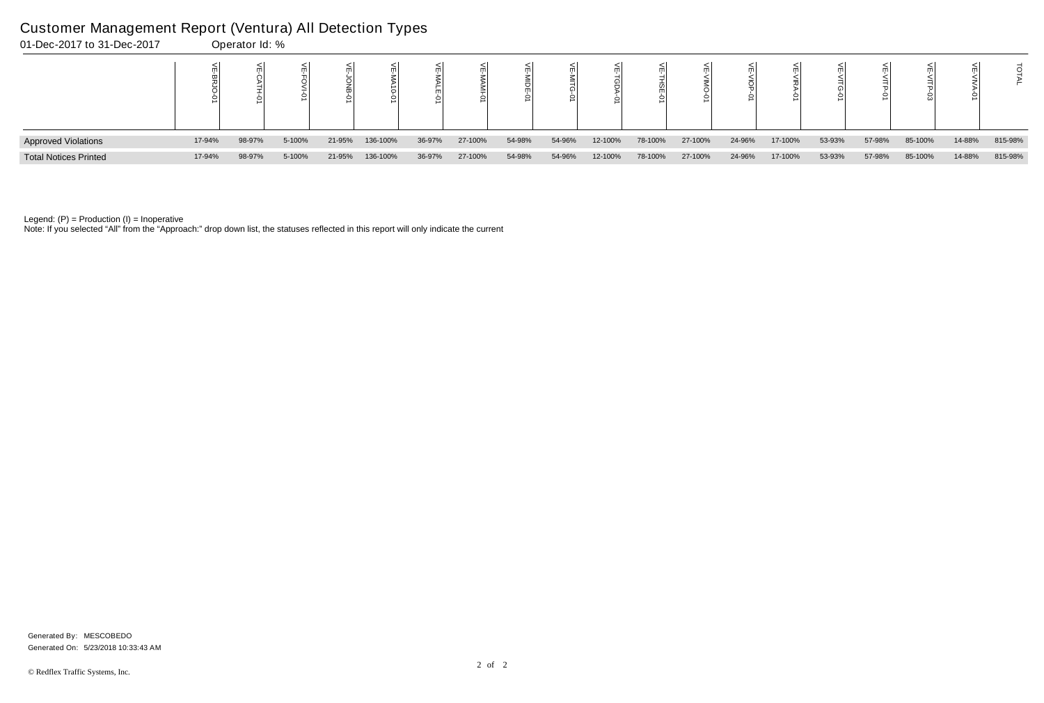# Customer Management Report (Ventura) All Detection Types

01-Dec-2017 to 31-Dec-2017 Operator Id: %

| | VE-BRJO-01 | VE-CATH-01 | VE-FOVI-01 | VE-JONB-01 | VE-MA10-01 | VE-MALE-01 | VE-MAMI-01 | VE-MIDE-01 | VE-MITG-01 | VE-TGDA-01 | VE-THSE-01 | VE-VIMO-01 | VE-VIOP-01 | VE-VIRA-01 | VE-VITG-01 | VE-VITP-01 | VE-VITP-03 | VE-VIVA-01 | TOTAL |
|---|---|---|---|---|---|---|---|---|---|---|---|---|---|---|---|---|---|---|---|
| Approved Violations | 17-94% | 98-97% | 5-100% | 21-95% | 136-100% | 36-97% | 27-100% | 54-98% | 54-96% | 12-100% | 78-100% | 27-100% | 24-96% | 17-100% | 53-93% | 57-98% | 85-100% | 14-88% | 815-98% |
| Total Notices Printed | 17-94% | 98-97% | 5-100% | 21-95% | 136-100% | 36-97% | 27-100% | 54-98% | 54-96% | 12-100% | 78-100% | 27-100% | 24-96% | 17-100% | 53-93% | 57-98% | 85-100% | 14-88% | 815-98% |

Legend: (P) = Production (I) = Inoperative

Note: If you selected "All" from the "Approach:" drop down list, the statuses reflected in this report will only indicate the current

Generated By: MESCOBEDO

Generated On: 5/23/2018 10:33:43 AM

© Redflex Traffic Systems, Inc.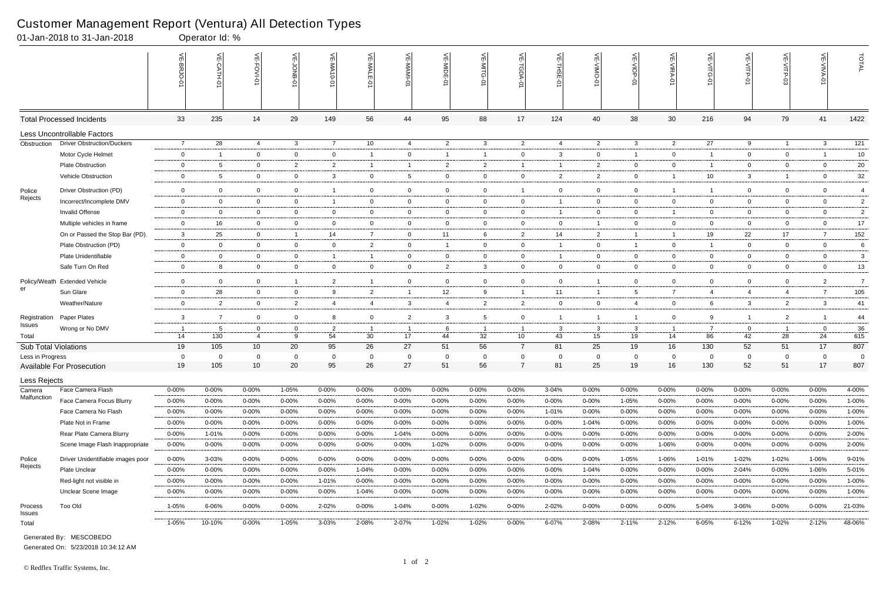# Customer Management Report (Ventura) All Detection Types

01-Jan-2018 to 31-Jan-2018 Operator Id: %

| | | VE-BRJO-01 | VE-CATH-01 | VE-FOVI-01 | VE-JOMB-01 | VE-MA10-01 | VE-MALE-01 | VE-MAMI-01 | VE-MIDE-01 | VE-MITG-01 | VE-TGDA-01 | VE-THSE-01 | VE-VIMO-01 | VE-VIOP-01 | VE-VIRA-01 | VE-VITG-01 | VE-VITP-01 | VE-VITP-03 | VE-VIVA-01 | TOTAL |
|---|---|---|---|---|---|---|---|---|---|---|---|---|---|---|---|---|---|---|---|---|
| **Total Processed Incidents** | | 33 | 235 | 14 | 29 | 149 | 56 | 44 | 95 | 88 | 17 | 124 | 40 | 38 | 30 | 216 | 94 | 79 | 41 | 1422 |
| **Less Uncontrollable Factors** | | | | | | | | | | | | | | | | | | | | |
| Obstruction | Driver Obstruction/Duckers | 7 | 28 | 4 | 3 | 7 | 10 | 4 | 2 | 3 | 2 | 4 | 2 | 3 | 2 | 27 | 9 | 1 | 3 | 121 |
| | Motor Cycle Helmet | 0 | 1 | 0 | 0 | 0 | 1 | 0 | 1 | 1 | 0 | 3 | 0 | 1 | 0 | 1 | 0 | 0 | 1 | 10 |
| | Plate Obstruction | 0 | 5 | 0 | 2 | 2 | 1 | 1 | 2 | 2 | 1 | 1 | 2 | 0 | 0 | 1 | 0 | 0 | 0 | 20 |
| | Vehicle Obstruction | 0 | 5 | 0 | 0 | 3 | 0 | 5 | 0 | 0 | 0 | 2 | 2 | 0 | 1 | 10 | 3 | 1 | 0 | 32 |
| Police Rejects | Driver Obstruction (PD) | 0 | 0 | 0 | 0 | 1 | 0 | 0 | 0 | 0 | 1 | 0 | 0 | 0 | 1 | 1 | 0 | 0 | 0 | 4 |
| | Incorrect/Incomplete DMV | 0 | 0 | 0 | 0 | 1 | 0 | 0 | 0 | 0 | 0 | 1 | 0 | 0 | 0 | 0 | 0 | 0 | 0 | 2 |
| | Invalid Offense | 0 | 0 | 0 | 0 | 0 | 0 | 0 | 0 | 0 | 0 | 1 | 0 | 0 | 1 | 0 | 0 | 0 | 0 | 2 |
| | Multiple vehicles in frame | 0 | 16 | 0 | 0 | 0 | 0 | 0 | 0 | 0 | 0 | 0 | 1 | 0 | 0 | 0 | 0 | 0 | 0 | 17 |
| | On or Passed the Stop Bar (PD). | 3 | 25 | 0 | 1 | 14 | 7 | 0 | 11 | 6 | 2 | 14 | 2 | 1 | 1 | 19 | 22 | 17 | 7 | 152 |
| | Plate Obstruction (PD) | 0 | 0 | 0 | 0 | 0 | 2 | 0 | 1 | 0 | 0 | 1 | 0 | 1 | 0 | 1 | 0 | 0 | 0 | 6 |
| | Plate Unidentifiable | 0 | 0 | 0 | 0 | 1 | 1 | 0 | 0 | 0 | 0 | 1 | 0 | 0 | 0 | 0 | 0 | 0 | 0 | 3 |
| | Safe Turn On Red | 0 | 8 | 0 | 0 | 0 | 0 | 0 | 2 | 3 | 0 | 0 | 0 | 0 | 0 | 0 | 0 | 0 | 0 | 13 |
| Policy/Weather | Extended Vehicle | 0 | 0 | 0 | 1 | 2 | 1 | 0 | 0 | 0 | 0 | 0 | 1 | 0 | 0 | 0 | 0 | 0 | 2 | 7 |
| | Sun Glare | 0 | 28 | 0 | 0 | 9 | 2 | 1 | 12 | 9 | 1 | 11 | 1 | 5 | 7 | 4 | 4 | 4 | 7 | 105 |
| | Weather/Nature | 0 | 2 | 0 | 2 | 4 | 4 | 3 | 4 | 2 | 2 | 0 | 0 | 4 | 0 | 6 | 3 | 2 | 3 | 41 |
| Registration Issues | Paper Plates | 3 | 7 | 0 | 0 | 8 | 0 | 2 | 3 | 5 | 0 | 1 | 1 | 1 | 0 | 9 | 1 | 2 | 1 | 44 |
| | Wrong or No DMV | 1 | 5 | 0 | 0 | 2 | 1 | 1 | 6 | 1 | 1 | 3 | 3 | 3 | 1 | 7 | 0 | 1 | 0 | 36 |
| Total | | 14 | 130 | 4 | 9 | 54 | 30 | 17 | 44 | 32 | 10 | 43 | 15 | 19 | 14 | 86 | 42 | 28 | 24 | 615 |
| **Sub Total Violations** | | 19 | 105 | 10 | 20 | 95 | 26 | 27 | 51 | 56 | 7 | 81 | 25 | 19 | 16 | 130 | 52 | 51 | 17 | 807 |
| Less in Progress | | 0 | 0 | 0 | 0 | 0 | 0 | 0 | 0 | 0 | 0 | 0 | 0 | 0 | 0 | 0 | 0 | 0 | 0 | 0 |
| **Available For Prosecution** | | 19 | 105 | 10 | 20 | 95 | 26 | 27 | 51 | 56 | 7 | 81 | 25 | 19 | 16 | 130 | 52 | 51 | 17 | 807 |
| **Less Rejects** | | | | | | | | | | | | | | | | | | | | |
| Camera Malfunction | Face Camera Flash | 0-00% | 0-00% | 0-00% | 1-05% | 0-00% | 0-00% | 0-00% | 0-00% | 0-00% | 0-00% | 3-04% | 0-00% | 0-00% | 0-00% | 0-00% | 0-00% | 0-00% | 0-00% | 4-00% |
| | Face Camera Focus Blurry | 0-00% | 0-00% | 0-00% | 0-00% | 0-00% | 0-00% | 0-00% | 0-00% | 0-00% | 0-00% | 0-00% | 0-00% | 1-05% | 0-00% | 0-00% | 0-00% | 0-00% | 0-00% | 1-00% |
| | Face Camera No Flash | 0-00% | 0-00% | 0-00% | 0-00% | 0-00% | 0-00% | 0-00% | 0-00% | 0-00% | 0-00% | 1-01% | 0-00% | 0-00% | 0-00% | 0-00% | 0-00% | 0-00% | 0-00% | 1-00% |
| | Plate Not in Frame | 0-00% | 0-00% | 0-00% | 0-00% | 0-00% | 0-00% | 0-00% | 0-00% | 0-00% | 0-00% | 0-00% | 1-04% | 0-00% | 0-00% | 0-00% | 0-00% | 0-00% | 0-00% | 1-00% |
| | Rear Plate Camera Blurry | 0-00% | 1-01% | 0-00% | 0-00% | 0-00% | 0-00% | 1-04% | 0-00% | 0-00% | 0-00% | 0-00% | 0-00% | 0-00% | 0-00% | 0-00% | 0-00% | 0-00% | 0-00% | 2-00% |
| | Scene Image Flash Inappropriate | 0-00% | 0-00% | 0-00% | 0-00% | 0-00% | 0-00% | 0-00% | 1-02% | 0-00% | 0-00% | 0-00% | 0-00% | 0-00% | 1-06% | 0-00% | 0-00% | 0-00% | 0-00% | 2-00% |
| Police Rejects | Driver Unidentifiable images poor | 0-00% | 3-03% | 0-00% | 0-00% | 0-00% | 0-00% | 0-00% | 0-00% | 0-00% | 0-00% | 0-00% | 0-00% | 1-05% | 1-06% | 1-01% | 1-02% | 1-02% | 1-06% | 9-01% |
| | Plate Unclear | 0-00% | 0-00% | 0-00% | 0-00% | 0-00% | 1-04% | 0-00% | 0-00% | 0-00% | 0-00% | 0-00% | 1-04% | 0-00% | 0-00% | 0-00% | 2-04% | 0-00% | 1-06% | 5-01% |
| | Red-light not visible in | 0-00% | 0-00% | 0-00% | 0-00% | 1-01% | 0-00% | 0-00% | 0-00% | 0-00% | 0-00% | 0-00% | 0-00% | 0-00% | 0-00% | 0-00% | 0-00% | 0-00% | 0-00% | 1-00% |
| | Unclear Scene Image | 0-00% | 0-00% | 0-00% | 0-00% | 0-00% | 1-04% | 0-00% | 0-00% | 0-00% | 0-00% | 0-00% | 0-00% | 0-00% | 0-00% | 0-00% | 0-00% | 0-00% | 0-00% | 1-00% |
| Process Issues | Too Old | 1-05% | 6-06% | 0-00% | 0-00% | 2-02% | 0-00% | 1-04% | 0-00% | 1-02% | 0-00% | 2-02% | 0-00% | 0-00% | 0-00% | 5-04% | 3-06% | 0-00% | 0-00% | 21-03% |
| Total | | 1-05% | 10-10% | 0-00% | 1-05% | 3-03% | 2-08% | 2-07% | 1-02% | 1-02% | 0-00% | 6-07% | 2-08% | 2-11% | 2-12% | 6-05% | 6-12% | 1-02% | 2-12% | 48-06% |

Generated By: MESCOBEDO

Generated On: 5/23/2018 10:34:12 AM

© Redflex Traffic Systems, Inc.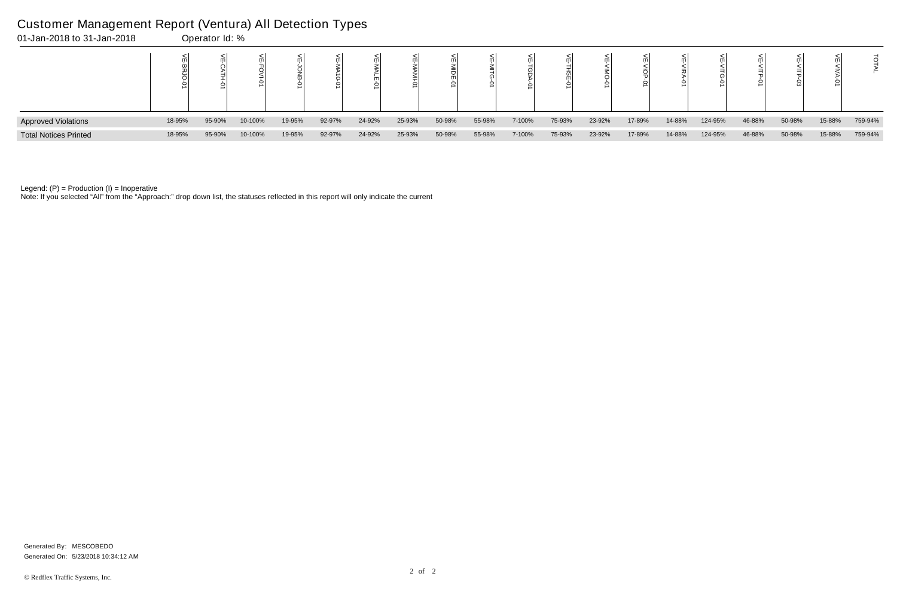# Customer Management Report (Ventura) All Detection Types

01-Jan-2018 to 31-Jan-2018 Operator Id: %

| | VE-BRJO-01 | VE-CATH-01 | VE-FOVI-01 | VE-JONB-01 | VE-MA10-01 | VE-MALE-01 | VE-MAMI-01 | VE-MIDE-01 | VE-MITG-01 | VE-TGDA-01 | VE-THSE-01 | VE-VIMO-01 | VE-VIOP-01 | VE-VIRA-01 | VE-VITG-01 | VE-VITP-01 | VE-VITP-03 | VE-VIVA-01 | TOTAL |
|---|---|---|---|---|---|---|---|---|---|---|---|---|---|---|---|---|---|---|---|
| Approved Violations | 18-95% | 95-90% | 10-100% | 19-95% | 92-97% | 24-92% | 25-93% | 50-98% | 55-98% | 7-100% | 75-93% | 23-92% | 17-89% | 14-88% | 124-95% | 46-88% | 50-98% | 15-88% | 759-94% |
| Total Notices Printed | 18-95% | 95-90% | 10-100% | 19-95% | 92-97% | 24-92% | 25-93% | 50-98% | 55-98% | 7-100% | 75-93% | 23-92% | 17-89% | 14-88% | 124-95% | 46-88% | 50-98% | 15-88% | 759-94% |

Legend: (P) = Production (I) = Inoperative

Note: If you selected "All" from the "Approach:" drop down list, the statuses reflected in this report will only indicate the current

Generated By: MESCOBEDO

Generated On: 5/23/2018 10:34:12 AM

© Redflex Traffic Systems, Inc.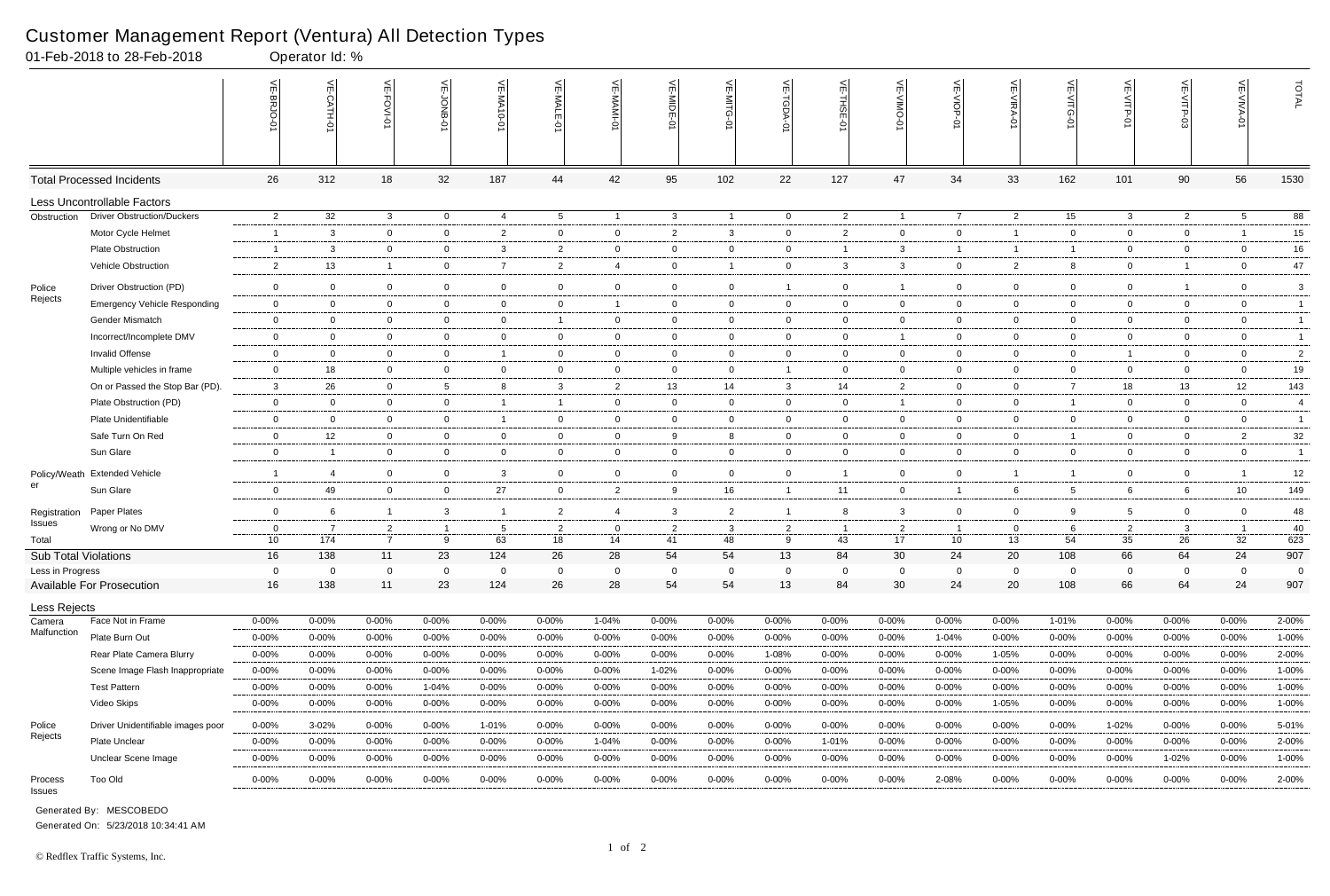# Customer Management Report (Ventura) All Detection Types

01-Feb-2018 to 28-Feb-2018 Operator Id: %

| | | VE-BRJO-01 | VE-CATH-01 | VE-FOVI-01 | VE-JONB-01 | VE-MA10-01 | VE-MALE-01 | VE-MAMI-01 | VE-MIDE-01 | VE-MITG-01 | VE-TGDA-01 | VE-THSE-01 | VE-VIMO-01 | VE-VIOP-01 | VE-VIRA-01 | VE-VITG-01 | VE-VITP-01 | VE-VITP-03 | VE-VIVA-01 | TOTAL |
|---|---|---|---|---|---|---|---|---|---|---|---|---|---|---|---|---|---|---|---|---|
| **Total Processed Incidents** | | 26 | 312 | 18 | 32 | 187 | 44 | 42 | 95 | 102 | 22 | 127 | 47 | 34 | 33 | 162 | 101 | 90 | 56 | 1530 |
| **Less Uncontrollable Factors** | | | | | | | | | | | | | | | | | | | | |
| Obstruction | Driver Obstruction/Duckers | 2 | 32 | 3 | 0 | 4 | 5 | 1 | 3 | 1 | 0 | 2 | 1 | 7 | 2 | 15 | 3 | 2 | 5 | 88 |
| | Motor Cycle Helmet | 1 | 3 | 0 | 0 | 2 | 0 | 0 | 2 | 3 | 0 | 2 | 0 | 0 | 1 | 0 | 0 | 0 | 1 | 15 |
| | Plate Obstruction | 1 | 3 | 0 | 0 | 3 | 2 | 0 | 0 | 0 | 0 | 1 | 3 | 1 | 1 | 1 | 0 | 0 | 0 | 16 |
| | Vehicle Obstruction | 2 | 13 | 1 | 0 | 7 | 2 | 4 | 0 | 1 | 0 | 3 | 3 | 0 | 2 | 8 | 0 | 1 | 0 | 47 |
| Police Rejects | Driver Obstruction (PD) | 0 | 0 | 0 | 0 | 0 | 0 | 0 | 0 | 0 | 1 | 0 | 1 | 0 | 0 | 0 | 0 | 1 | 0 | 3 |
| | Emergency Vehicle Responding | 0 | 0 | 0 | 0 | 0 | 0 | 1 | 0 | 0 | 0 | 0 | 0 | 0 | 0 | 0 | 0 | 0 | 0 | 1 |
| | Gender Mismatch | 0 | 0 | 0 | 0 | 0 | 1 | 0 | 0 | 0 | 0 | 0 | 0 | 0 | 0 | 0 | 0 | 0 | 0 | 1 |
| | Incorrect/Incomplete DMV | 0 | 0 | 0 | 0 | 0 | 0 | 0 | 0 | 0 | 0 | 0 | 1 | 0 | 0 | 0 | 0 | 0 | 0 | 1 |
| | Invalid Offense | 0 | 0 | 0 | 0 | 1 | 0 | 0 | 0 | 0 | 0 | 0 | 0 | 0 | 0 | 0 | 1 | 0 | 0 | 2 |
| | Multiple vehicles in frame | 0 | 18 | 0 | 0 | 0 | 0 | 0 | 0 | 0 | 1 | 0 | 0 | 0 | 0 | 0 | 0 | 0 | 0 | 19 |
| | On or Passed the Stop Bar (PD). | 3 | 26 | 0 | 5 | 8 | 3 | 2 | 13 | 14 | 3 | 14 | 2 | 0 | 0 | 7 | 18 | 13 | 12 | 143 |
| | Plate Obstruction (PD) | 0 | 0 | 0 | 0 | 1 | 1 | 0 | 0 | 0 | 0 | 0 | 1 | 0 | 0 | 1 | 0 | 0 | 0 | 4 |
| | Plate Unidentifiable | 0 | 0 | 0 | 0 | 1 | 0 | 0 | 0 | 0 | 0 | 0 | 0 | 0 | 0 | 0 | 0 | 0 | 0 | 1 |
| | Safe Turn On Red | 0 | 12 | 0 | 0 | 0 | 0 | 0 | 9 | 8 | 0 | 0 | 0 | 0 | 0 | 1 | 0 | 0 | 2 | 32 |
| | Sun Glare | 0 | 1 | 0 | 0 | 0 | 0 | 0 | 0 | 0 | 0 | 0 | 0 | 0 | 0 | 0 | 0 | 0 | 0 | 1 |
| Policy/Weather | Extended Vehicle | 1 | 4 | 0 | 0 | 3 | 0 | 0 | 0 | 0 | 0 | 1 | 0 | 0 | 1 | 1 | 0 | 0 | 1 | 12 |
| | Sun Glare | 0 | 49 | 0 | 0 | 27 | 0 | 2 | 9 | 16 | 1 | 11 | 0 | 1 | 6 | 5 | 6 | 6 | 10 | 149 |
| Registration Issues | Paper Plates | 0 | 6 | 1 | 3 | 1 | 2 | 4 | 3 | 2 | 1 | 8 | 3 | 0 | 0 | 9 | 5 | 0 | 0 | 48 |
| | Wrong or No DMV | 0 | 7 | 2 | 1 | 5 | 2 | 0 | 2 | 3 | 2 | 1 | 2 | 1 | 0 | 6 | 2 | 3 | 1 | 40 |
| Total | | 10 | 174 | 7 | 9 | 63 | 18 | 14 | 41 | 48 | 9 | 43 | 17 | 10 | 13 | 54 | 35 | 26 | 32 | 623 |
| **Sub Total Violations** | | 16 | 138 | 11 | 23 | 124 | 26 | 28 | 54 | 54 | 13 | 84 | 30 | 24 | 20 | 108 | 66 | 64 | 24 | 907 |
| Less in Progress | | 0 | 0 | 0 | 0 | 0 | 0 | 0 | 0 | 0 | 0 | 0 | 0 | 0 | 0 | 0 | 0 | 0 | 0 | 0 |
| **Available For Prosecution** | | 16 | 138 | 11 | 23 | 124 | 26 | 28 | 54 | 54 | 13 | 84 | 30 | 24 | 20 | 108 | 66 | 64 | 24 | 907 |
| **Less Rejects** | | | | | | | | | | | | | | | | | | | | |
| Camera Malfunction | Face Not in Frame | 0-00% | 0-00% | 0-00% | 0-00% | 0-00% | 0-00% | 1-04% | 0-00% | 0-00% | 0-00% | 0-00% | 0-00% | 0-00% | 0-00% | 1-01% | 0-00% | 0-00% | 0-00% | 2-00% |
| | Plate Burn Out | 0-00% | 0-00% | 0-00% | 0-00% | 0-00% | 0-00% | 0-00% | 0-00% | 0-00% | 0-00% | 0-00% | 0-00% | 1-04% | 0-00% | 0-00% | 0-00% | 0-00% | 0-00% | 1-00% |
| | Rear Plate Camera Blurry | 0-00% | 0-00% | 0-00% | 0-00% | 0-00% | 0-00% | 0-00% | 0-00% | 0-00% | 1-08% | 0-00% | 0-00% | 0-00% | 1-05% | 0-00% | 0-00% | 0-00% | 0-00% | 2-00% |
| | Scene Image Flash Inappropriate | 0-00% | 0-00% | 0-00% | 0-00% | 0-00% | 0-00% | 0-00% | 1-02% | 0-00% | 0-00% | 0-00% | 0-00% | 0-00% | 0-00% | 0-00% | 0-00% | 0-00% | 0-00% | 1-00% |
| | Test Pattern | 0-00% | 0-00% | 0-00% | 1-04% | 0-00% | 0-00% | 0-00% | 0-00% | 0-00% | 0-00% | 0-00% | 0-00% | 0-00% | 0-00% | 0-00% | 0-00% | 0-00% | 0-00% | 1-00% |
| | Video Skips | 0-00% | 0-00% | 0-00% | 0-00% | 0-00% | 0-00% | 0-00% | 0-00% | 0-00% | 0-00% | 0-00% | 0-00% | 0-00% | 1-05% | 0-00% | 0-00% | 0-00% | 0-00% | 1-00% |
| Police Rejects | Driver Unidentifiable images poor | 0-00% | 3-02% | 0-00% | 0-00% | 1-01% | 0-00% | 0-00% | 0-00% | 0-00% | 0-00% | 0-00% | 0-00% | 0-00% | 0-00% | 0-00% | 1-02% | 0-00% | 0-00% | 5-01% |
| | Plate Unclear | 0-00% | 0-00% | 0-00% | 0-00% | 0-00% | 0-00% | 1-04% | 0-00% | 0-00% | 0-00% | 1-01% | 0-00% | 0-00% | 0-00% | 0-00% | 0-00% | 0-00% | 0-00% | 2-00% |
| | Unclear Scene Image | 0-00% | 0-00% | 0-00% | 0-00% | 0-00% | 0-00% | 0-00% | 0-00% | 0-00% | 0-00% | 0-00% | 0-00% | 0-00% | 0-00% | 0-00% | 0-00% | 1-02% | 0-00% | 1-00% |
| Process Issues | Too Old | 0-00% | 0-00% | 0-00% | 0-00% | 0-00% | 0-00% | 0-00% | 0-00% | 0-00% | 0-00% | 0-00% | 0-00% | 2-08% | 0-00% | 0-00% | 0-00% | 0-00% | 0-00% | 2-00% |

Generated By: MESCOBEDO

Generated On: 5/23/2018 10:34:41 AM

© Redflex Traffic Systems, Inc.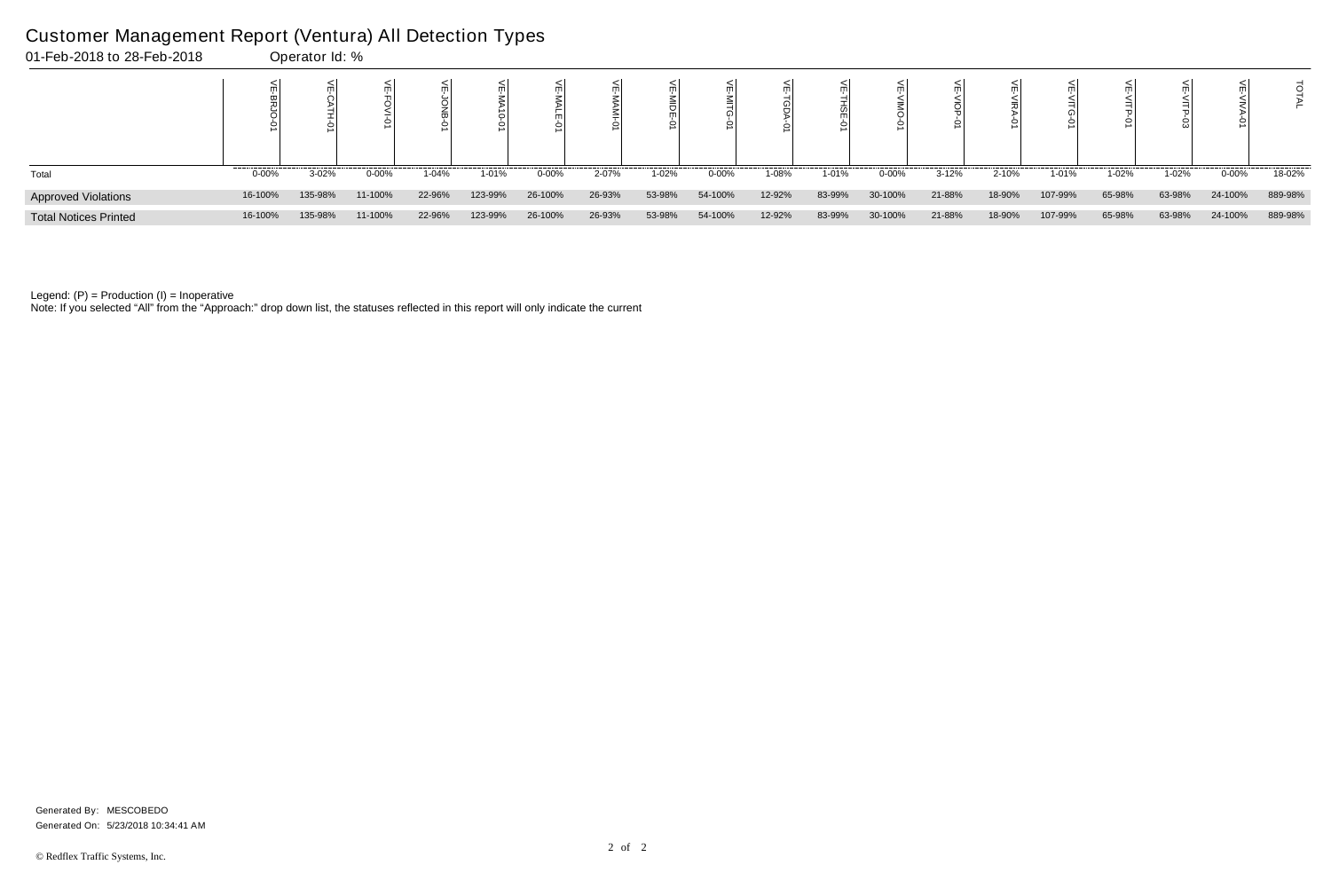# Customer Management Report (Ventura) All Detection Types

01-Feb-2018 to 28-Feb-2018 Operator Id: %

| | VE-BRJO-01 | VE-CATH-01 | VE-FOVI-01 | VE-JONB-01 | VE-MA10-01 | VE-MALE-01 | VE-MAMI-01 | VE-MIDE-01 | VE-MITG-01 | VE-TGDA-01 | VE-THSE-01 | VE-VIMO-01 | VE-VIOP-01 | VE-VIRA-01 | VE-VITG-01 | VE-VITP-01 | VE-VITP-03 | VE-VIVA-01 | TOTAL |
|---|---|---|---|---|---|---|---|---|---|---|---|---|---|---|---|---|---|---|---|
| Total | 0-00% | 3-02% | 0-00% | 1-04% | 1-01% | 0-00% | 2-07% | 1-02% | 0-00% | 1-08% | 1-01% | 0-00% | 3-12% | 2-10% | 1-01% | 1-02% | 1-02% | 0-00% | 18-02% |
| Approved Violations | 16-100% | 135-98% | 11-100% | 22-96% | 123-99% | 26-100% | 26-93% | 53-98% | 54-100% | 12-92% | 83-99% | 30-100% | 21-88% | 18-90% | 107-99% | 65-98% | 63-98% | 24-100% | 889-98% |
| Total Notices Printed | 16-100% | 135-98% | 11-100% | 22-96% | 123-99% | 26-100% | 26-93% | 53-98% | 54-100% | 12-92% | 83-99% | 30-100% | 21-88% | 18-90% | 107-99% | 65-98% | 63-98% | 24-100% | 889-98% |

Legend: (P) = Production (I) = Inoperative

Note: If you selected "All" from the "Approach:" drop down list, the statuses reflected in this report will only indicate the current

Generated By: MESCOBEDO

Generated On: 5/23/2018 10:34:41 AM

© Redflex Traffic Systems, Inc.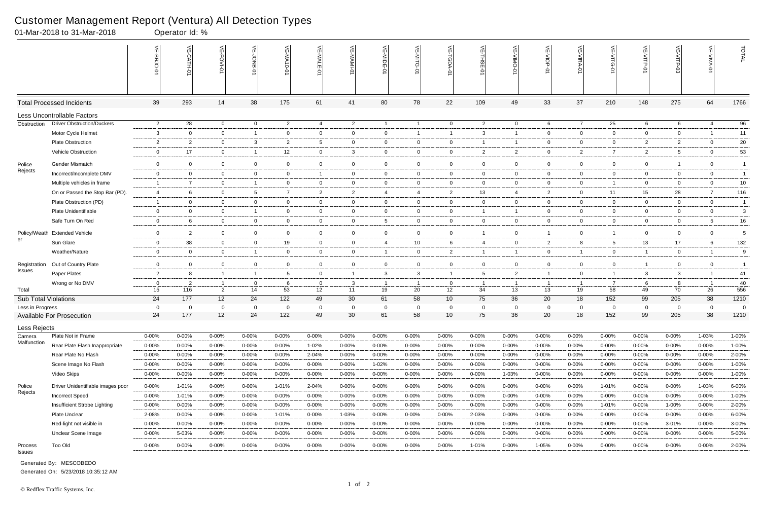# Customer Management Report (Ventura) All Detection Types

01-Mar-2018 to 31-Mar-2018 Operator Id: %

| | | VE-BRJO-01 | VE-CATH-01 | VE-FOVI-01 | VE-JONB-01 | VE-MA10-01 | VE-MALE-01 | VE-MAMI-01 | VE-MIDE-01 | VE-MITG-01 | VE-TGDA-01 | VE-THSE-01 | VE-VIMO-01 | VE-VIOP-01 | VE-VIRA-01 | VE-VITG-01 | VE-VITP-01 | VE-VITP-03 | VE-VIVA-01 | TOTAL |
|---|---|---|---|---|---|---|---|---|---|---|---|---|---|---|---|---|---|---|---|---|
| Total Processed Incidents | | 39 | 293 | 14 | 38 | 175 | 61 | 41 | 80 | 78 | 22 | 109 | 49 | 33 | 37 | 210 | 148 | 275 | 64 | 1766 |
| Less Uncontrollable Factors | | | | | | | | | | | | | | | | | | | | |
| Obstruction | Driver Obstruction/Duckers | 2 | 28 | 0 | 0 | 2 | 4 | 2 | 1 | 1 | 0 | 2 | 0 | 6 | 7 | 25 | 6 | 6 | 4 | 96 |
| | Motor Cycle Helmet | 3 | 0 | 0 | 1 | 0 | 0 | 0 | 0 | 1 | 1 | 3 | 1 | 0 | 0 | 0 | 0 | 0 | 1 | 11 |
| | Plate Obstruction | 2 | 2 | 0 | 3 | 2 | 5 | 0 | 0 | 0 | 0 | 1 | 1 | 0 | 0 | 0 | 2 | 2 | 0 | 20 |
| | Vehicle Obstruction | 0 | 17 | 0 | 1 | 12 | 0 | 3 | 0 | 0 | 0 | 2 | 2 | 0 | 2 | 7 | 2 | 5 | 0 | 53 |
| Police Rejects | Gender Mismatch | 0 | 0 | 0 | 0 | 0 | 0 | 0 | 0 | 0 | 0 | 0 | 0 | 0 | 0 | 0 | 0 | 1 | 0 | 1 |
| | Incorrect/Incomplete DMV | 0 | 0 | 0 | 0 | 0 | 1 | 0 | 0 | 0 | 0 | 0 | 0 | 0 | 0 | 0 | 0 | 0 | 0 | 1 |
| | Multiple vehicles in frame | 1 | 7 | 0 | 1 | 0 | 0 | 0 | 0 | 0 | 0 | 0 | 0 | 0 | 0 | 1 | 0 | 0 | 0 | 10 |
| | On or Passed the Stop Bar (PD). | 4 | 6 | 0 | 5 | 7 | 2 | 2 | 4 | 4 | 2 | 13 | 4 | 2 | 0 | 11 | 15 | 28 | 7 | 116 |
| | Plate Obstruction (PD) | 1 | 0 | 0 | 0 | 0 | 0 | 0 | 0 | 0 | 0 | 0 | 0 | 0 | 0 | 0 | 0 | 0 | 0 | 1 |
| | Plate Unidentifiable | 0 | 0 | 0 | 1 | 0 | 0 | 0 | 0 | 0 | 0 | 1 | 1 | 0 | 0 | 0 | 0 | 0 | 0 | 3 |
| | Safe Turn On Red | 0 | 6 | 0 | 0 | 0 | 0 | 0 | 5 | 0 | 0 | 0 | 0 | 0 | 0 | 0 | 0 | 0 | 5 | 16 |
| Policy/Weather | Extended Vehicle | 0 | 2 | 0 | 0 | 0 | 0 | 0 | 0 | 0 | 0 | 1 | 0 | 1 | 0 | 1 | 0 | 0 | 0 | 5 |
| | Sun Glare | 0 | 38 | 0 | 0 | 19 | 0 | 0 | 4 | 10 | 6 | 4 | 0 | 2 | 8 | 5 | 13 | 17 | 6 | 132 |
| | Weather/Nature | 0 | 0 | 0 | 1 | 0 | 0 | 0 | 1 | 0 | 2 | 1 | 1 | 0 | 1 | 0 | 1 | 0 | 1 | 9 |
| Registration Issues | Out of Country Plate | 0 | 0 | 0 | 0 | 0 | 0 | 0 | 0 | 0 | 0 | 0 | 0 | 0 | 0 | 0 | 1 | 0 | 0 | 1 |
| | Paper Plates | 2 | 8 | 1 | 1 | 5 | 0 | 1 | 3 | 3 | 1 | 5 | 2 | 1 | 0 | 1 | 3 | 3 | 1 | 41 |
| | Wrong or No DMV | 0 | 2 | 1 | 0 | 6 | 0 | 3 | 1 | 1 | 0 | 1 | 1 | 1 | 1 | 7 | 6 | 8 | 1 | 40 |
| Total | | 15 | 116 | 2 | 14 | 53 | 12 | 11 | 19 | 20 | 12 | 34 | 13 | 13 | 19 | 58 | 49 | 70 | 26 | 556 |
| Sub Total Violations | | 24 | 177 | 12 | 24 | 122 | 49 | 30 | 61 | 58 | 10 | 75 | 36 | 20 | 18 | 152 | 99 | 205 | 38 | 1210 |
| Less in Progress | | 0 | 0 | 0 | 0 | 0 | 0 | 0 | 0 | 0 | 0 | 0 | 0 | 0 | 0 | 0 | 0 | 0 | 0 | 0 |
| Available For Prosecution | | 24 | 177 | 12 | 24 | 122 | 49 | 30 | 61 | 58 | 10 | 75 | 36 | 20 | 18 | 152 | 99 | 205 | 38 | 1210 |
| Less Rejects | | | | | | | | | | | | | | | | | | | | |
| Camera Malfunction | Plate Not in Frame | 0-00% | 0-00% | 0-00% | 0-00% | 0-00% | 0-00% | 0-00% | 0-00% | 0-00% | 0-00% | 0-00% | 0-00% | 0-00% | 0-00% | 0-00% | 0-00% | 0-00% | 1-03% | 1-00% |
| | Rear Plate Flash Inappropriate | 0-00% | 0-00% | 0-00% | 0-00% | 0-00% | 1-02% | 0-00% | 0-00% | 0-00% | 0-00% | 0-00% | 0-00% | 0-00% | 0-00% | 0-00% | 0-00% | 0-00% | 0-00% | 1-00% |
| | Rear Plate No Flash | 0-00% | 0-00% | 0-00% | 0-00% | 0-00% | 2-04% | 0-00% | 0-00% | 0-00% | 0-00% | 0-00% | 0-00% | 0-00% | 0-00% | 0-00% | 0-00% | 0-00% | 0-00% | 2-00% |
| | Scene Image No Flash | 0-00% | 0-00% | 0-00% | 0-00% | 0-00% | 0-00% | 0-00% | 1-02% | 0-00% | 0-00% | 0-00% | 0-00% | 0-00% | 0-00% | 0-00% | 0-00% | 0-00% | 0-00% | 1-00% |
| | Video Skips | 0-00% | 0-00% | 0-00% | 0-00% | 0-00% | 0-00% | 0-00% | 0-00% | 0-00% | 0-00% | 0-00% | 1-03% | 0-00% | 0-00% | 0-00% | 0-00% | 0-00% | 0-00% | 1-00% |
| Police Rejects | Driver Unidentifiable images poor | 0-00% | 1-01% | 0-00% | 0-00% | 1-01% | 2-04% | 0-00% | 0-00% | 0-00% | 0-00% | 0-00% | 0-00% | 0-00% | 0-00% | 1-01% | 0-00% | 0-00% | 1-03% | 6-00% |
| | Incorrect Speed | 0-00% | 1-01% | 0-00% | 0-00% | 0-00% | 0-00% | 0-00% | 0-00% | 0-00% | 0-00% | 0-00% | 0-00% | 0-00% | 0-00% | 0-00% | 0-00% | 0-00% | 0-00% | 1-00% |
| | Insufficient Strobe Lighting | 0-00% | 0-00% | 0-00% | 0-00% | 0-00% | 0-00% | 0-00% | 0-00% | 0-00% | 0-00% | 0-00% | 0-00% | 0-00% | 0-00% | 1-01% | 0-00% | 1-00% | 0-00% | 2-00% |
| | Plate Unclear | 2-08% | 0-00% | 0-00% | 0-00% | 1-01% | 0-00% | 1-03% | 0-00% | 0-00% | 0-00% | 2-03% | 0-00% | 0-00% | 0-00% | 0-00% | 0-00% | 0-00% | 0-00% | 6-00% |
| | Red-light not visible in | 0-00% | 0-00% | 0-00% | 0-00% | 0-00% | 0-00% | 0-00% | 0-00% | 0-00% | 0-00% | 0-00% | 0-00% | 0-00% | 0-00% | 0-00% | 0-00% | 3-01% | 0-00% | 3-00% |
| | Unclear Scene Image | 0-00% | 5-03% | 0-00% | 0-00% | 0-00% | 0-00% | 0-00% | 0-00% | 0-00% | 0-00% | 0-00% | 0-00% | 0-00% | 0-00% | 0-00% | 0-00% | 0-00% | 0-00% | 5-00% |
| Process Issues | Too Old | 0-00% | 0-00% | 0-00% | 0-00% | 0-00% | 0-00% | 0-00% | 0-00% | 0-00% | 0-00% | 1-01% | 0-00% | 1-05% | 0-00% | 0-00% | 0-00% | 0-00% | 0-00% | 2-00% |

Generated By: MESCOBEDO

Generated On: 5/23/2018 10:35:12 AM

© Redflex Traffic Systems, Inc.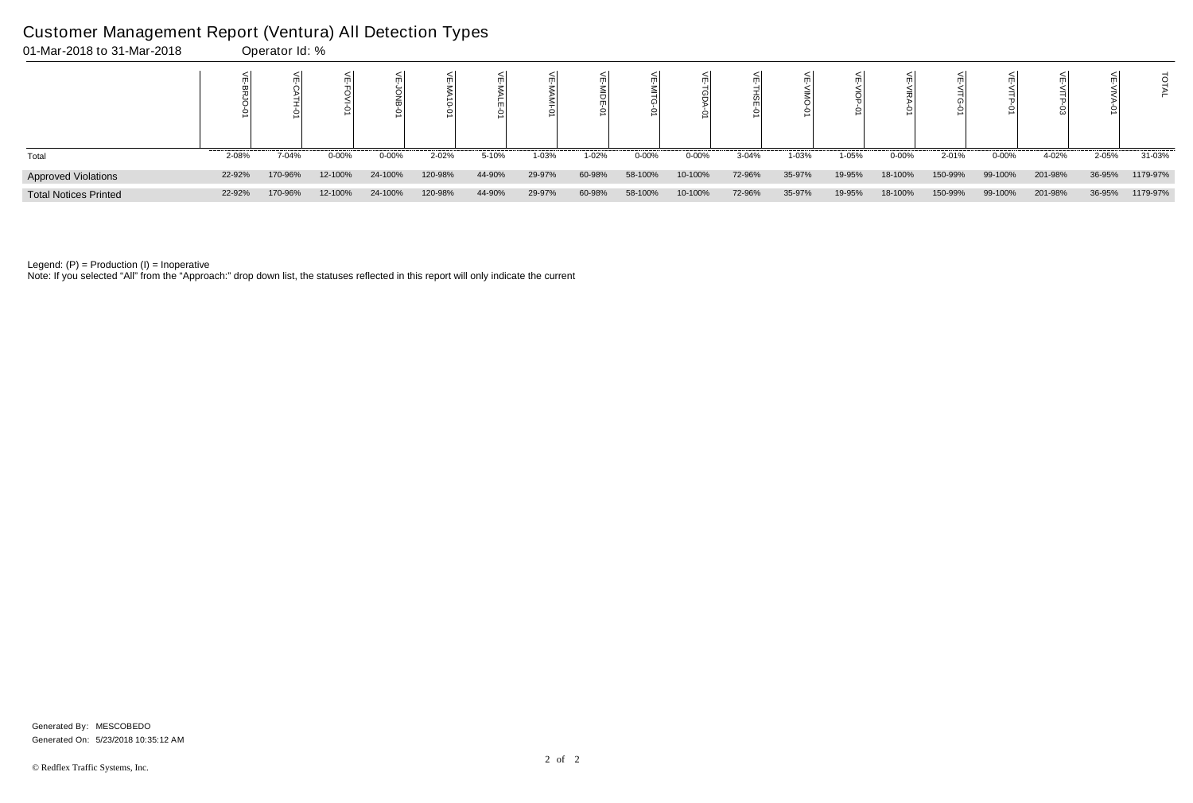# Customer Management Report (Ventura) All Detection Types

01-Mar-2018 to 31-Mar-2018 Operator Id: %

| | VE-BRJO-01 | VE-CATH-01 | VE-FOVI-01 | VE-JONB-01 | VE-MA10-01 | VE-MALE-01 | VE-MAMI-01 | VE-MIDE-01 | VE-MITG-01 | VE-TGDA-01 | VE-THSE-01 | VE-VIMO-01 | VE-VIOP-01 | VE-VIRA-01 | VE-VITG-01 | VE-VITP-01 | VE-VITP-03 | VE-VIVA-01 | TOTAL |
|---|---|---|---|---|---|---|---|---|---|---|---|---|---|---|---|---|---|---|---|
| Total | 2-08% | 7-04% | 0-00% | 0-00% | 2-02% | 5-10% | 1-03% | 1-02% | 0-00% | 0-00% | 3-04% | 1-03% | 1-05% | 0-00% | 2-01% | 0-00% | 4-02% | 2-05% | 31-03% |
| Approved Violations | 22-92% | 170-96% | 12-100% | 24-100% | 120-98% | 44-90% | 29-97% | 60-98% | 58-100% | 10-100% | 72-96% | 35-97% | 19-95% | 18-100% | 150-99% | 99-100% | 201-98% | 36-95% | 1179-97% |
| Total Notices Printed | 22-92% | 170-96% | 12-100% | 24-100% | 120-98% | 44-90% | 29-97% | 60-98% | 58-100% | 10-100% | 72-96% | 35-97% | 19-95% | 18-100% | 150-99% | 99-100% | 201-98% | 36-95% | 1179-97% |

Legend: (P) = Production (I) = Inoperative

Note: If you selected "All" from the "Approach:" drop down list, the statuses reflected in this report will only indicate the current

Generated By: MESCOBEDO

Generated On: 5/23/2018 10:35:12 AM

© Redflex Traffic Systems, Inc.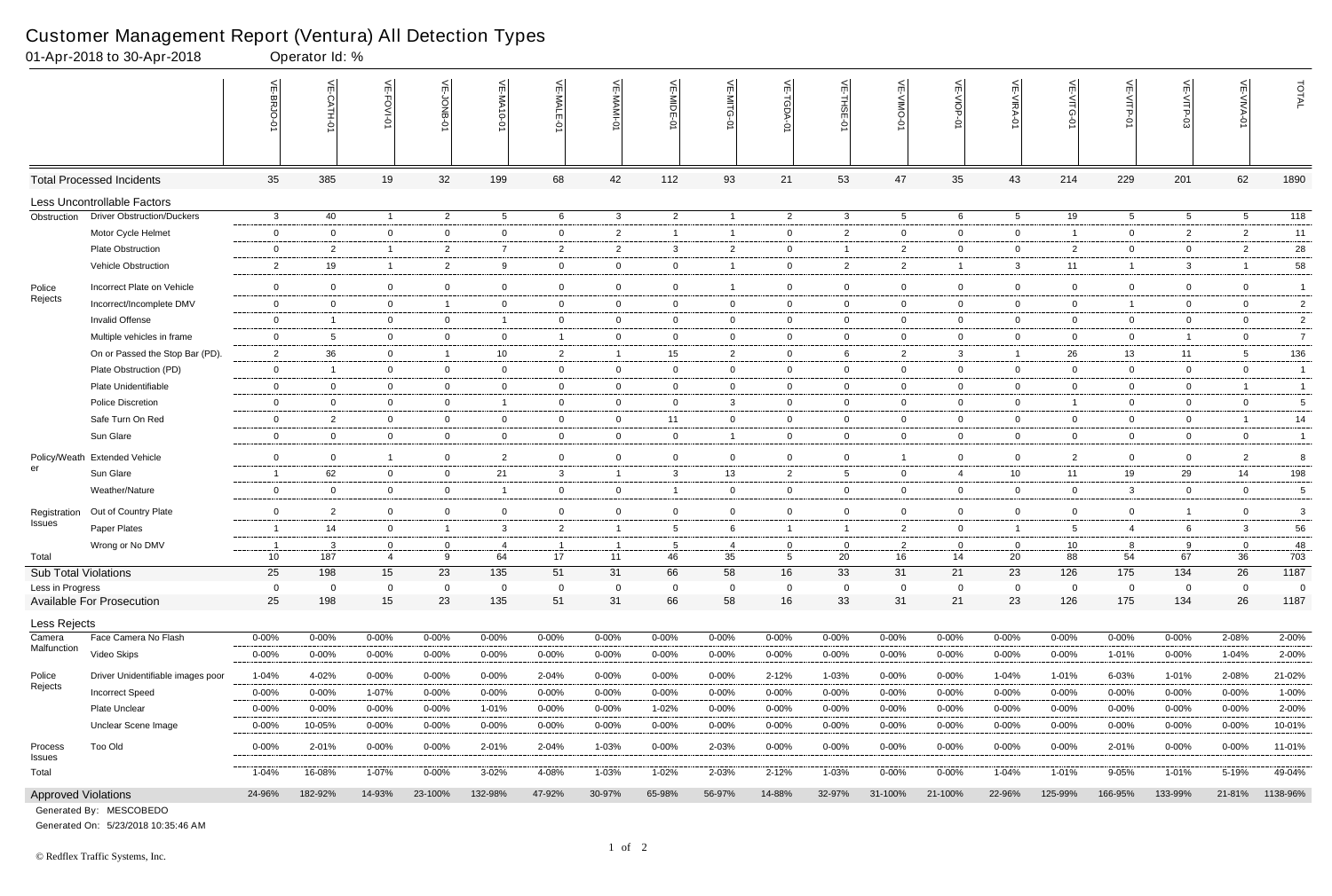# Customer Management Report (Ventura) All Detection Types

01-Apr-2018 to 30-Apr-2018 Operator Id: %

| | | VE-BRJO-01 | VE-CATH-01 | VE-FOVI-01 | VE-JONB-01 | VE-MA10-01 | VE-MALE-01 | VE-MAMI-01 | VE-MIDE-01 | VE-MITG-01 | VE-TGDA-01 | VE-THSE-01 | VE-VIMO-01 | VE-VIOP-01 | VE-VIRA-01 | VE-VITG-01 | VE-VITP-01 | VE-VITP-03 | VE-VIVA-01 | TOTAL |
|---|---|---|---|---|---|---|---|---|---|---|---|---|---|---|---|---|---|---|---|---|
| Total Processed Incidents | | 35 | 385 | 19 | 32 | 199 | 68 | 42 | 112 | 93 | 21 | 53 | 47 | 35 | 43 | 214 | 229 | 201 | 62 | 1890 |
| Less Uncontrollable Factors | | | | | | | | | | | | | | | | | | | | |
| Obstruction | Driver Obstruction/Duckers | 3 | 40 | 1 | 2 | 5 | 6 | 3 | 2 | 1 | 2 | 3 | 5 | 6 | 5 | 19 | 5 | 5 | 5 | 118 |
| | Motor Cycle Helmet | 0 | 0 | 0 | 0 | 0 | 0 | 2 | 1 | 1 | 0 | 2 | 0 | 0 | 0 | 1 | 0 | 2 | 2 | 11 |
| | Plate Obstruction | 0 | 2 | 1 | 2 | 7 | 2 | 2 | 3 | 2 | 0 | 1 | 2 | 0 | 0 | 2 | 0 | 0 | 2 | 28 |
| | Vehicle Obstruction | 2 | 19 | 1 | 2 | 9 | 0 | 0 | 0 | 1 | 0 | 2 | 2 | 1 | 3 | 11 | 1 | 3 | 1 | 58 |
| Police Rejects | Incorrect Plate on Vehicle | 0 | 0 | 0 | 0 | 0 | 0 | 0 | 0 | 1 | 0 | 0 | 0 | 0 | 0 | 0 | 0 | 0 | 0 | 1 |
| | Incorrect/Incomplete DMV | 0 | 0 | 0 | 1 | 0 | 0 | 0 | 0 | 0 | 0 | 0 | 0 | 0 | 0 | 0 | 1 | 0 | 0 | 2 |
| | Invalid Offense | 0 | 1 | 0 | 0 | 1 | 0 | 0 | 0 | 0 | 0 | 0 | 0 | 0 | 0 | 0 | 0 | 0 | 0 | 2 |
| | Multiple vehicles in frame | 0 | 5 | 0 | 0 | 0 | 1 | 0 | 0 | 0 | 0 | 0 | 0 | 0 | 0 | 0 | 0 | 1 | 0 | 7 |
| | On or Passed the Stop Bar (PD). | 2 | 36 | 0 | 1 | 10 | 2 | 1 | 15 | 2 | 0 | 6 | 2 | 3 | 1 | 26 | 13 | 11 | 5 | 136 |
| | Plate Obstruction (PD) | 0 | 1 | 0 | 0 | 0 | 0 | 0 | 0 | 0 | 0 | 0 | 0 | 0 | 0 | 0 | 0 | 0 | 0 | 1 |
| | Plate Unidentifiable | 0 | 0 | 0 | 0 | 0 | 0 | 0 | 0 | 0 | 0 | 0 | 0 | 0 | 0 | 0 | 0 | 0 | 1 | 1 |
| | Police Discretion | 0 | 0 | 0 | 0 | 1 | 0 | 0 | 0 | 3 | 0 | 0 | 0 | 0 | 0 | 1 | 0 | 0 | 0 | 5 |
| | Safe Turn On Red | 0 | 2 | 0 | 0 | 0 | 0 | 0 | 11 | 0 | 0 | 0 | 0 | 0 | 0 | 0 | 0 | 0 | 1 | 14 |
| | Sun Glare | 0 | 0 | 0 | 0 | 0 | 0 | 0 | 0 | 1 | 0 | 0 | 0 | 0 | 0 | 0 | 0 | 0 | 0 | 1 |
| Policy/Weather | Extended Vehicle | 0 | 0 | 1 | 0 | 2 | 0 | 0 | 0 | 0 | 0 | 0 | 1 | 0 | 0 | 2 | 0 | 0 | 2 | 8 |
| | Sun Glare | 1 | 62 | 0 | 0 | 21 | 3 | 1 | 3 | 13 | 2 | 5 | 0 | 4 | 10 | 11 | 19 | 29 | 14 | 198 |
| | Weather/Nature | 0 | 0 | 0 | 0 | 1 | 0 | 0 | 1 | 0 | 0 | 0 | 0 | 0 | 0 | 0 | 3 | 0 | 0 | 5 |
| Registration Issues | Out of Country Plate | 0 | 2 | 0 | 0 | 0 | 0 | 0 | 0 | 0 | 0 | 0 | 0 | 0 | 0 | 0 | 0 | 1 | 0 | 3 |
| | Paper Plates | 1 | 14 | 0 | 1 | 3 | 2 | 1 | 5 | 6 | 1 | 1 | 2 | 0 | 1 | 5 | 4 | 6 | 3 | 56 |
| | Wrong or No DMV | 1 | 3 | 0 | 0 | 4 | 1 | 1 | 5 | 4 | 0 | 0 | 2 | 0 | 0 | 10 | 8 | 9 | 0 | 48 |
| Total | | 10 | 187 | 4 | 9 | 64 | 17 | 11 | 46 | 35 | 5 | 20 | 16 | 14 | 20 | 88 | 54 | 67 | 36 | 703 |
| Sub Total Violations | | 25 | 198 | 15 | 23 | 135 | 51 | 31 | 66 | 58 | 16 | 33 | 31 | 21 | 23 | 126 | 175 | 134 | 26 | 1187 |
| Less in Progress | | 0 | 0 | 0 | 0 | 0 | 0 | 0 | 0 | 0 | 0 | 0 | 0 | 0 | 0 | 0 | 0 | 0 | 0 | 0 |
| Available For Prosecution | | 25 | 198 | 15 | 23 | 135 | 51 | 31 | 66 | 58 | 16 | 33 | 31 | 21 | 23 | 126 | 175 | 134 | 26 | 1187 |
| Less Rejects | | | | | | | | | | | | | | | | | | | | |
| Camera Malfunction | Face Camera No Flash | 0-00% | 0-00% | 0-00% | 0-00% | 0-00% | 0-00% | 0-00% | 0-00% | 0-00% | 0-00% | 0-00% | 0-00% | 0-00% | 0-00% | 0-00% | 0-00% | 0-00% | 2-08% | 2-00% |
| | Video Skips | 0-00% | 0-00% | 0-00% | 0-00% | 0-00% | 0-00% | 0-00% | 0-00% | 0-00% | 0-00% | 0-00% | 0-00% | 0-00% | 0-00% | 0-00% | 1-01% | 0-00% | 1-04% | 2-00% |
| Police Rejects | Driver Unidentifiable images poor | 1-04% | 4-02% | 0-00% | 0-00% | 0-00% | 2-04% | 0-00% | 0-00% | 0-00% | 2-12% | 1-03% | 0-00% | 0-00% | 1-04% | 1-01% | 6-03% | 1-01% | 2-08% | 21-02% |
| | Incorrect Speed | 0-00% | 0-00% | 1-07% | 0-00% | 0-00% | 0-00% | 0-00% | 0-00% | 0-00% | 0-00% | 0-00% | 0-00% | 0-00% | 0-00% | 0-00% | 0-00% | 0-00% | 0-00% | 1-00% |
| | Plate Unclear | 0-00% | 0-00% | 0-00% | 0-00% | 1-01% | 0-00% | 0-00% | 1-02% | 0-00% | 0-00% | 0-00% | 0-00% | 0-00% | 0-00% | 0-00% | 0-00% | 0-00% | 0-00% | 2-00% |
| | Unclear Scene Image | 0-00% | 10-05% | 0-00% | 0-00% | 0-00% | 0-00% | 0-00% | 0-00% | 0-00% | 0-00% | 0-00% | 0-00% | 0-00% | 0-00% | 0-00% | 0-00% | 0-00% | 0-00% | 10-01% |
| Process Issues | Too Old | 0-00% | 2-01% | 0-00% | 0-00% | 2-01% | 2-04% | 1-03% | 0-00% | 2-03% | 0-00% | 0-00% | 0-00% | 0-00% | 0-00% | 0-00% | 2-01% | 0-00% | 0-00% | 11-01% |
| Total | | 1-04% | 16-08% | 1-07% | 0-00% | 3-02% | 4-08% | 1-03% | 1-02% | 2-03% | 2-12% | 1-03% | 0-00% | 0-00% | 1-04% | 1-01% | 9-05% | 1-01% | 5-19% | 49-04% |
| Approved Violations | | 24-96% | 182-92% | 14-93% | 23-100% | 132-98% | 47-92% | 30-97% | 65-98% | 56-97% | 14-88% | 32-97% | 31-100% | 21-100% | 22-96% | 125-99% | 166-95% | 133-99% | 21-81% | 1138-96% |

Generated By: MESCOBEDO

Generated On: 5/23/2018 10:35:46 AM

© Redflex Traffic Systems, Inc.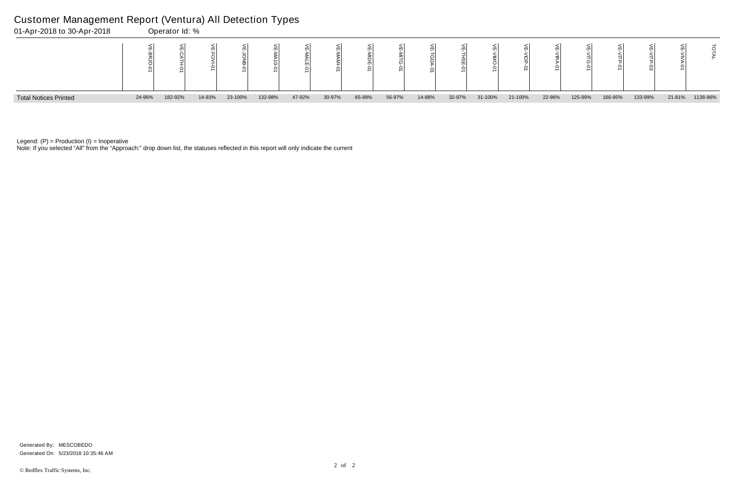# Customer Management Report (Ventura) All Detection Types

01-Apr-2018 to 30-Apr-2018 Operator Id: %

| | VE-BRJO-01 | VE-CATH-01 | VE-FOVI-01 | VE-JONB-01 | VE-MA10-01 | VE-MALE-01 | VE-MAMI-01 | VE-MIDE-01 | VE-MITG-01 | VE-TGDA-01 | VE-THSE-01 | VE-VIMO-01 | VE-VIOP-01 | VE-VIRA-01 | VE-VITG-01 | VE-VITP-01 | VE-VITP-03 | VE-VIVA-01 | TOTAL |
|---|---|---|---|---|---|---|---|---|---|---|---|---|---|---|---|---|---|---|---|
| Total Notices Printed | 24-96% | 182-92% | 14-93% | 23-100% | 132-98% | 47-92% | 30-97% | 65-98% | 56-97% | 14-88% | 32-97% | 31-100% | 21-100% | 22-96% | 125-99% | 166-95% | 133-99% | 21-81% | 1138-96% |

Legend: (P) = Production (I) = Inoperative

Note: If you selected "All" from the "Approach:" drop down list, the statuses reflected in this report will only indicate the current

Generated By: MESCOBEDO

Generated On: 5/23/2018 10:35:46 AM

© Redflex Traffic Systems, Inc.